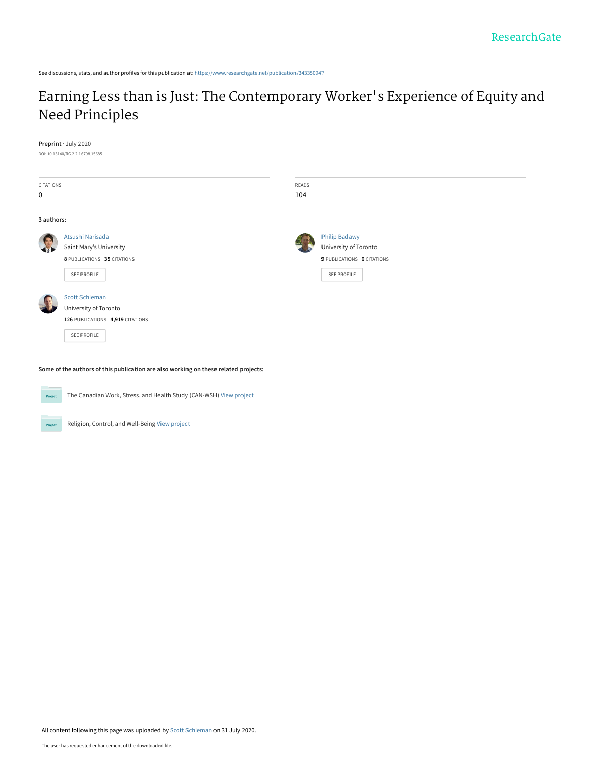See discussions, stats, and author profiles for this publication at: https://www.researchgate.net/publication/343350947

# Earning Less than is Just: The Contemporary Worker's Experience of Equity and Need Principles

**Preprint** · July 2020

DOI: 10.13140/RG.2.2.16798.15685

| CITATIONS | READS |
| --- | --- |
| 0 | 104 |

**3 authors:**

**Atsushi Narisada**
Saint Mary's University
8 PUBLICATIONS 35 CITATIONS
SEE PROFILE

**Philip Badawy**
University of Toronto
9 PUBLICATIONS 6 CITATIONS
SEE PROFILE

**Scott Schieman**
University of Toronto
126 PUBLICATIONS 4,919 CITATIONS
SEE PROFILE

**Some of the authors of this publication are also working on these related projects:**

- The Canadian Work, Stress, and Health Study (CAN-WSH) View project
- Religion, Control, and Well-Being View project

All content following this page was uploaded by Scott Schieman on 31 July 2020.

The user has requested enhancement of the downloaded file.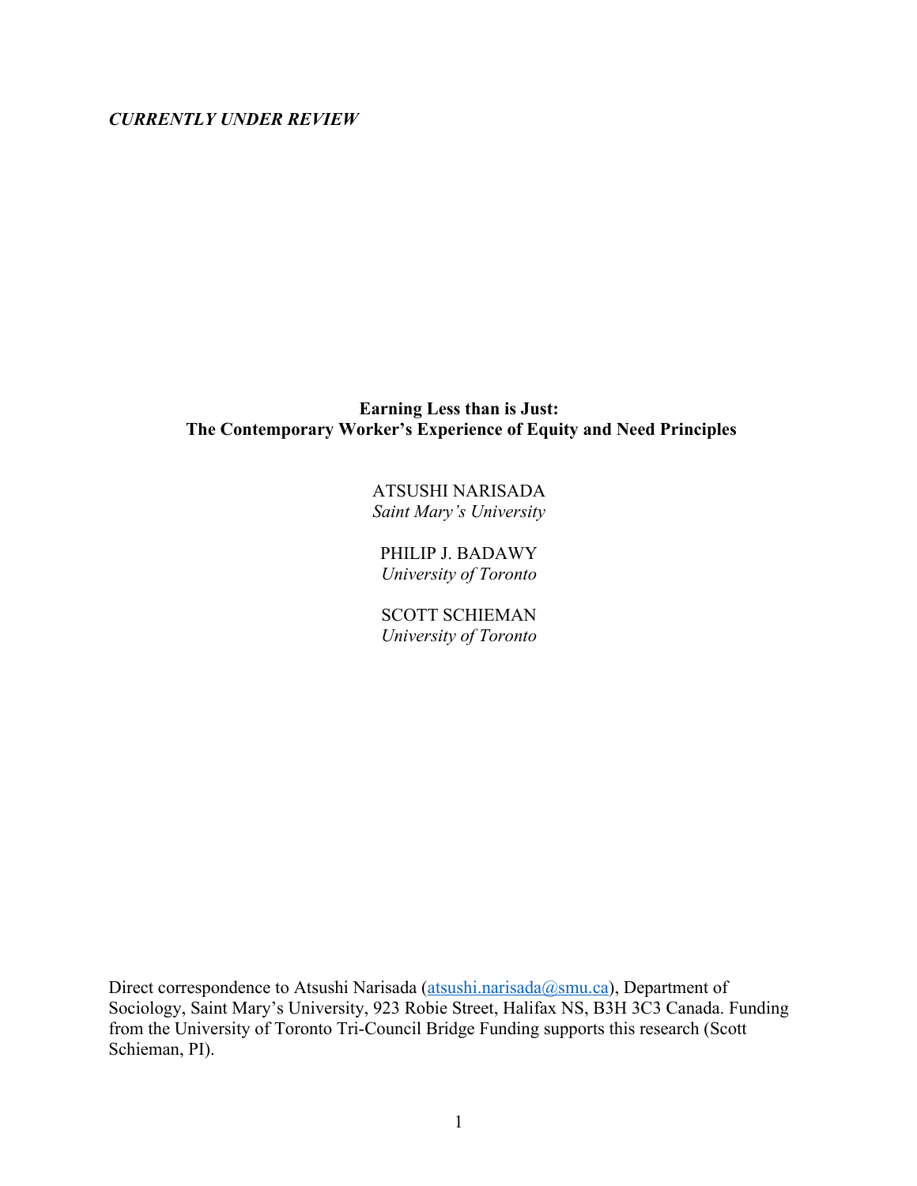*CURRENTLY UNDER REVIEW*

# Earning Less than is Just: The Contemporary Worker's Experience of Equity and Need Principles

ATSUSHI NARISADA
*Saint Mary's University*

PHILIP J. BADAWY
*University of Toronto*

SCOTT SCHIEMAN
*University of Toronto*

Direct correspondence to Atsushi Narisada (atsushi.narisada@smu.ca), Department of Sociology, Saint Mary's University, 923 Robie Street, Halifax NS, B3H 3C3 Canada. Funding from the University of Toronto Tri-Council Bridge Funding supports this research (Scott Schieman, PI).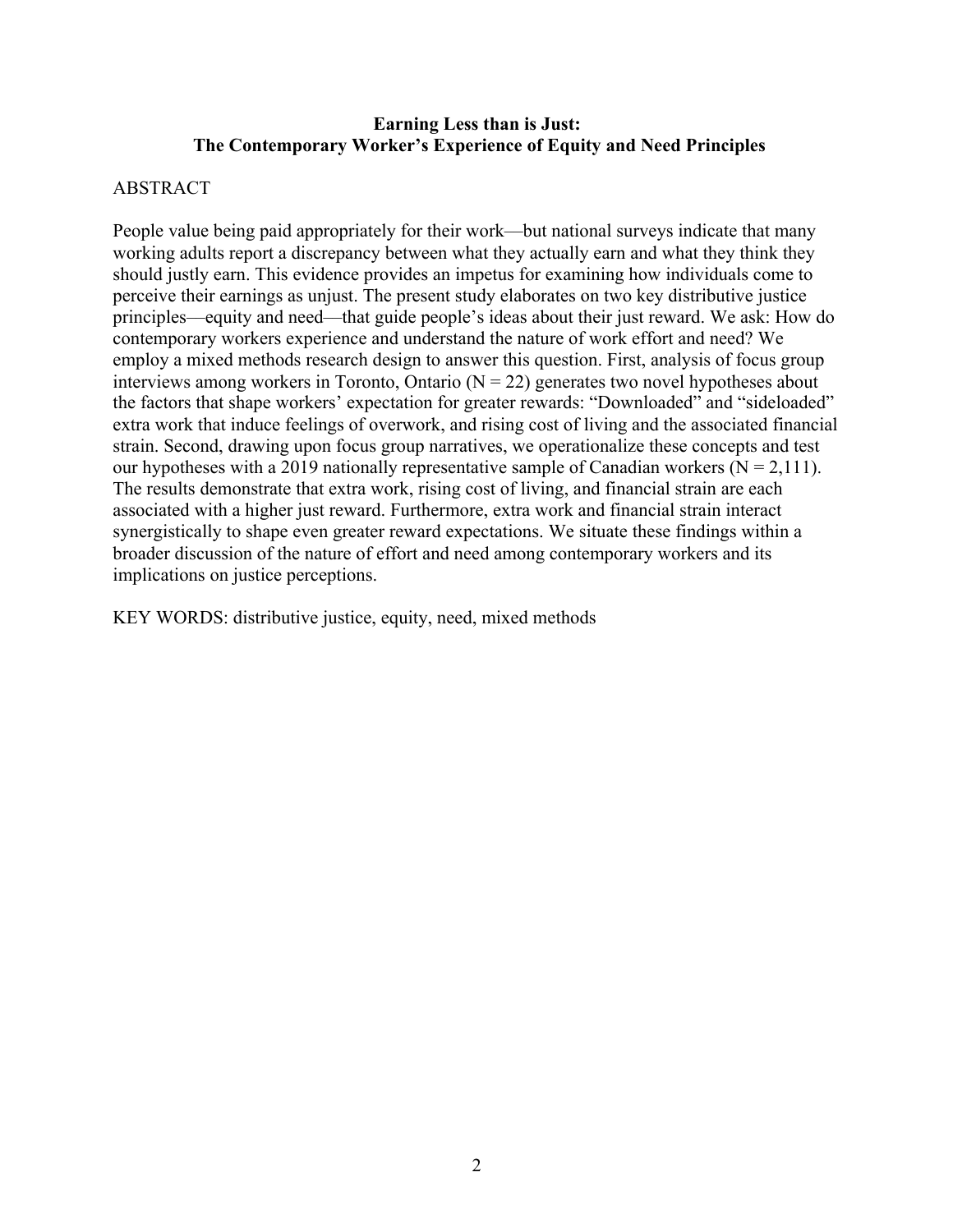**Earning Less than is Just:**
**The Contemporary Worker's Experience of Equity and Need Principles**

ABSTRACT

People value being paid appropriately for their work—but national surveys indicate that many working adults report a discrepancy between what they actually earn and what they think they should justly earn. This evidence provides an impetus for examining how individuals come to perceive their earnings as unjust. The present study elaborates on two key distributive justice principles—equity and need—that guide people's ideas about their just reward. We ask: How do contemporary workers experience and understand the nature of work effort and need? We employ a mixed methods research design to answer this question. First, analysis of focus group interviews among workers in Toronto, Ontario (N = 22) generates two novel hypotheses about the factors that shape workers' expectation for greater rewards: "Downloaded" and "sideloaded" extra work that induce feelings of overwork, and rising cost of living and the associated financial strain. Second, drawing upon focus group narratives, we operationalize these concepts and test our hypotheses with a 2019 nationally representative sample of Canadian workers (N = 2,111). The results demonstrate that extra work, rising cost of living, and financial strain are each associated with a higher just reward. Furthermore, extra work and financial strain interact synergistically to shape even greater reward expectations. We situate these findings within a broader discussion of the nature of effort and need among contemporary workers and its implications on justice perceptions.

KEY WORDS: distributive justice, equity, need, mixed methods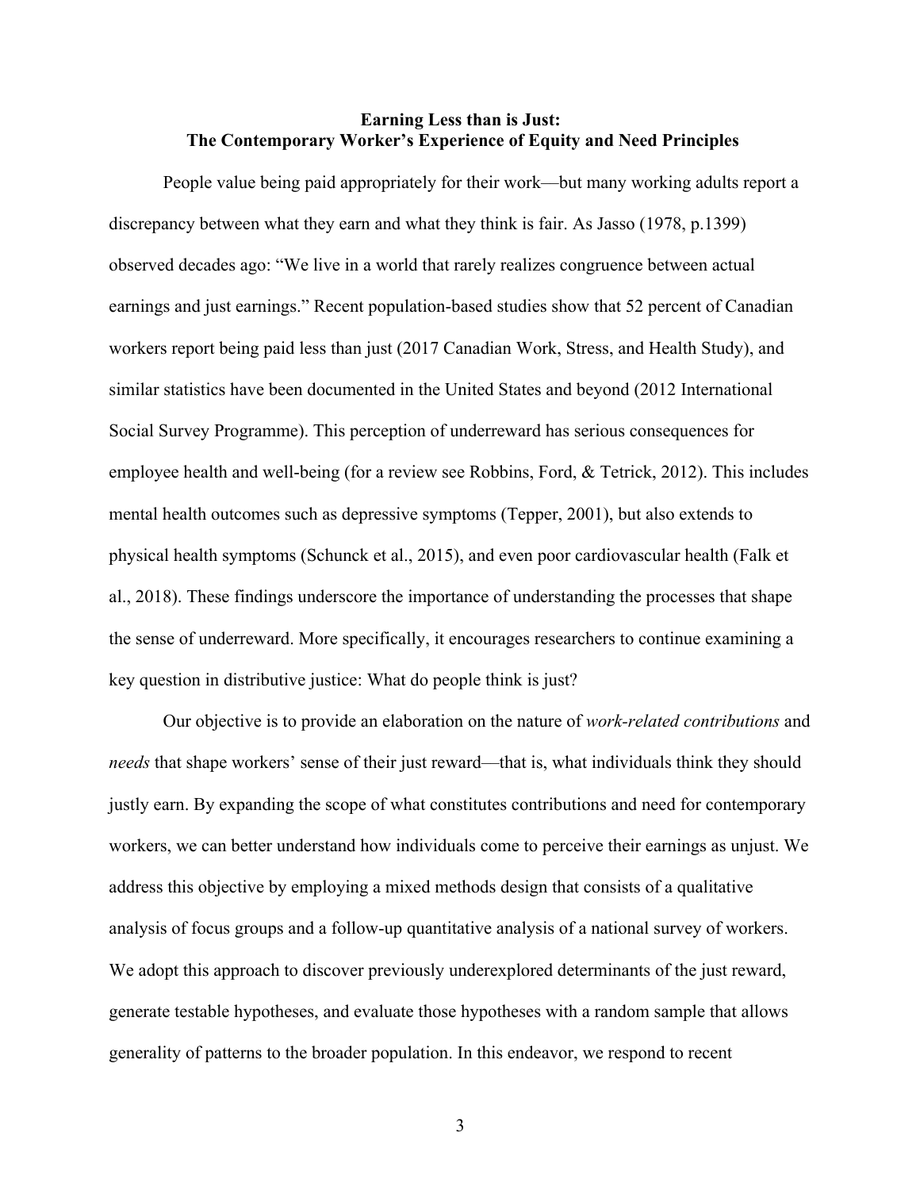**Earning Less than is Just:**
**The Contemporary Worker's Experience of Equity and Need Principles**

People value being paid appropriately for their work—but many working adults report a discrepancy between what they earn and what they think is fair. As Jasso (1978, p.1399) observed decades ago: "We live in a world that rarely realizes congruence between actual earnings and just earnings." Recent population-based studies show that 52 percent of Canadian workers report being paid less than just (2017 Canadian Work, Stress, and Health Study), and similar statistics have been documented in the United States and beyond (2012 International Social Survey Programme). This perception of underreward has serious consequences for employee health and well-being (for a review see Robbins, Ford, & Tetrick, 2012). This includes mental health outcomes such as depressive symptoms (Tepper, 2001), but also extends to physical health symptoms (Schunck et al., 2015), and even poor cardiovascular health (Falk et al., 2018). These findings underscore the importance of understanding the processes that shape the sense of underreward. More specifically, it encourages researchers to continue examining a key question in distributive justice: What do people think is just?

Our objective is to provide an elaboration on the nature of *work-related contributions* and *needs* that shape workers' sense of their just reward—that is, what individuals think they should justly earn. By expanding the scope of what constitutes contributions and need for contemporary workers, we can better understand how individuals come to perceive their earnings as unjust. We address this objective by employing a mixed methods design that consists of a qualitative analysis of focus groups and a follow-up quantitative analysis of a national survey of workers. We adopt this approach to discover previously underexplored determinants of the just reward, generate testable hypotheses, and evaluate those hypotheses with a random sample that allows generality of patterns to the broader population. In this endeavor, we respond to recent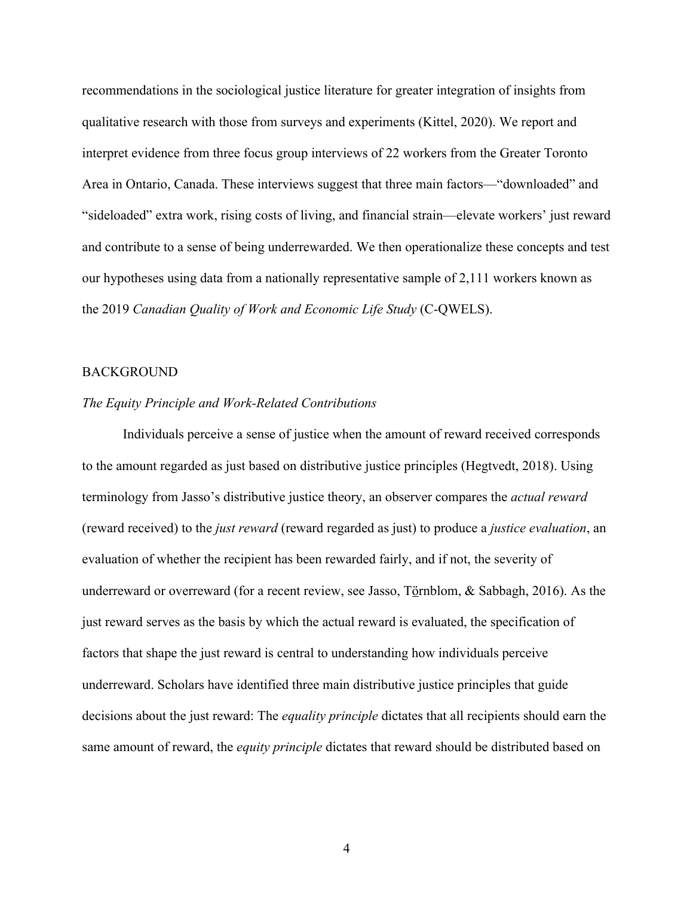recommendations in the sociological justice literature for greater integration of insights from qualitative research with those from surveys and experiments (Kittel, 2020). We report and interpret evidence from three focus group interviews of 22 workers from the Greater Toronto Area in Ontario, Canada. These interviews suggest that three main factors—"downloaded" and "sideloaded" extra work, rising costs of living, and financial strain—elevate workers' just reward and contribute to a sense of being underrewarded. We then operationalize these concepts and test our hypotheses using data from a nationally representative sample of 2,111 workers known as the 2019 *Canadian Quality of Work and Economic Life Study* (C-QWELS).

## BACKGROUND

### *The Equity Principle and Work-Related Contributions*

Individuals perceive a sense of justice when the amount of reward received corresponds to the amount regarded as just based on distributive justice principles (Hegtvedt, 2018). Using terminology from Jasso's distributive justice theory, an observer compares the *actual reward* (reward received) to the *just reward* (reward regarded as just) to produce a *justice evaluation*, an evaluation of whether the recipient has been rewarded fairly, and if not, the severity of underreward or overreward (for a recent review, see Jasso, Törnblom, & Sabbagh, 2016). As the just reward serves as the basis by which the actual reward is evaluated, the specification of factors that shape the just reward is central to understanding how individuals perceive underreward. Scholars have identified three main distributive justice principles that guide decisions about the just reward: The *equality principle* dictates that all recipients should earn the same amount of reward, the *equity principle* dictates that reward should be distributed based on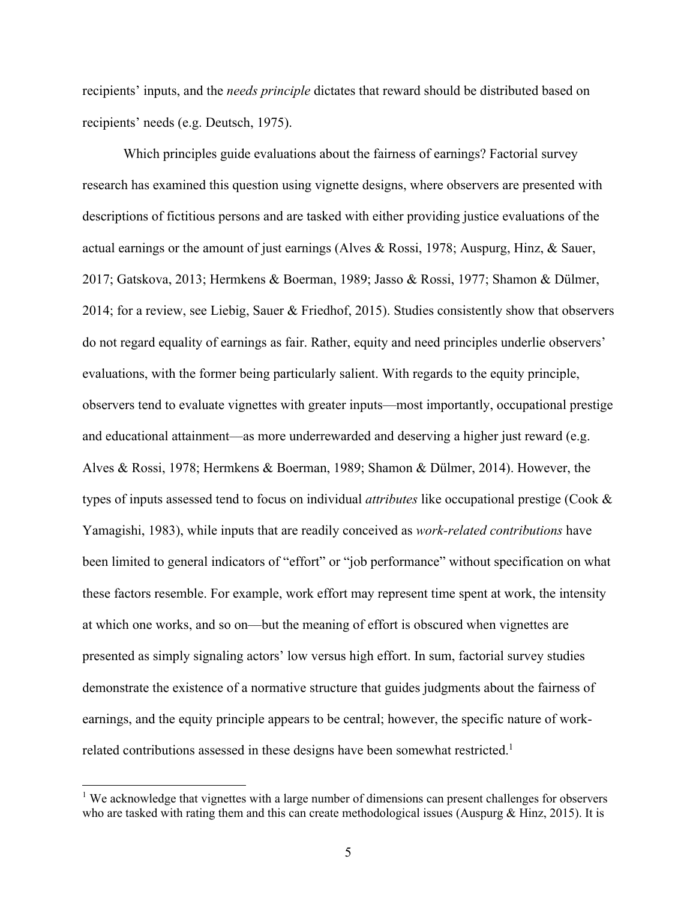recipients' inputs, and the *needs principle* dictates that reward should be distributed based on recipients' needs (e.g. Deutsch, 1975).

Which principles guide evaluations about the fairness of earnings? Factorial survey research has examined this question using vignette designs, where observers are presented with descriptions of fictitious persons and are tasked with either providing justice evaluations of the actual earnings or the amount of just earnings (Alves & Rossi, 1978; Auspurg, Hinz, & Sauer, 2017; Gatskova, 2013; Hermkens & Boerman, 1989; Jasso & Rossi, 1977; Shamon & Dülmer, 2014; for a review, see Liebig, Sauer & Friedhof, 2015). Studies consistently show that observers do not regard equality of earnings as fair. Rather, equity and need principles underlie observers' evaluations, with the former being particularly salient. With regards to the equity principle, observers tend to evaluate vignettes with greater inputs—most importantly, occupational prestige and educational attainment—as more underrewarded and deserving a higher just reward (e.g. Alves & Rossi, 1978; Hermkens & Boerman, 1989; Shamon & Dülmer, 2014). However, the types of inputs assessed tend to focus on individual *attributes* like occupational prestige (Cook & Yamagishi, 1983), while inputs that are readily conceived as *work-related contributions* have been limited to general indicators of "effort" or "job performance" without specification on what these factors resemble. For example, work effort may represent time spent at work, the intensity at which one works, and so on—but the meaning of effort is obscured when vignettes are presented as simply signaling actors' low versus high effort. In sum, factorial survey studies demonstrate the existence of a normative structure that guides judgments about the fairness of earnings, and the equity principle appears to be central; however, the specific nature of work-related contributions assessed in these designs have been somewhat restricted.[1]

[1] We acknowledge that vignettes with a large number of dimensions can present challenges for observers who are tasked with rating them and this can create methodological issues (Auspurg & Hinz, 2015). It is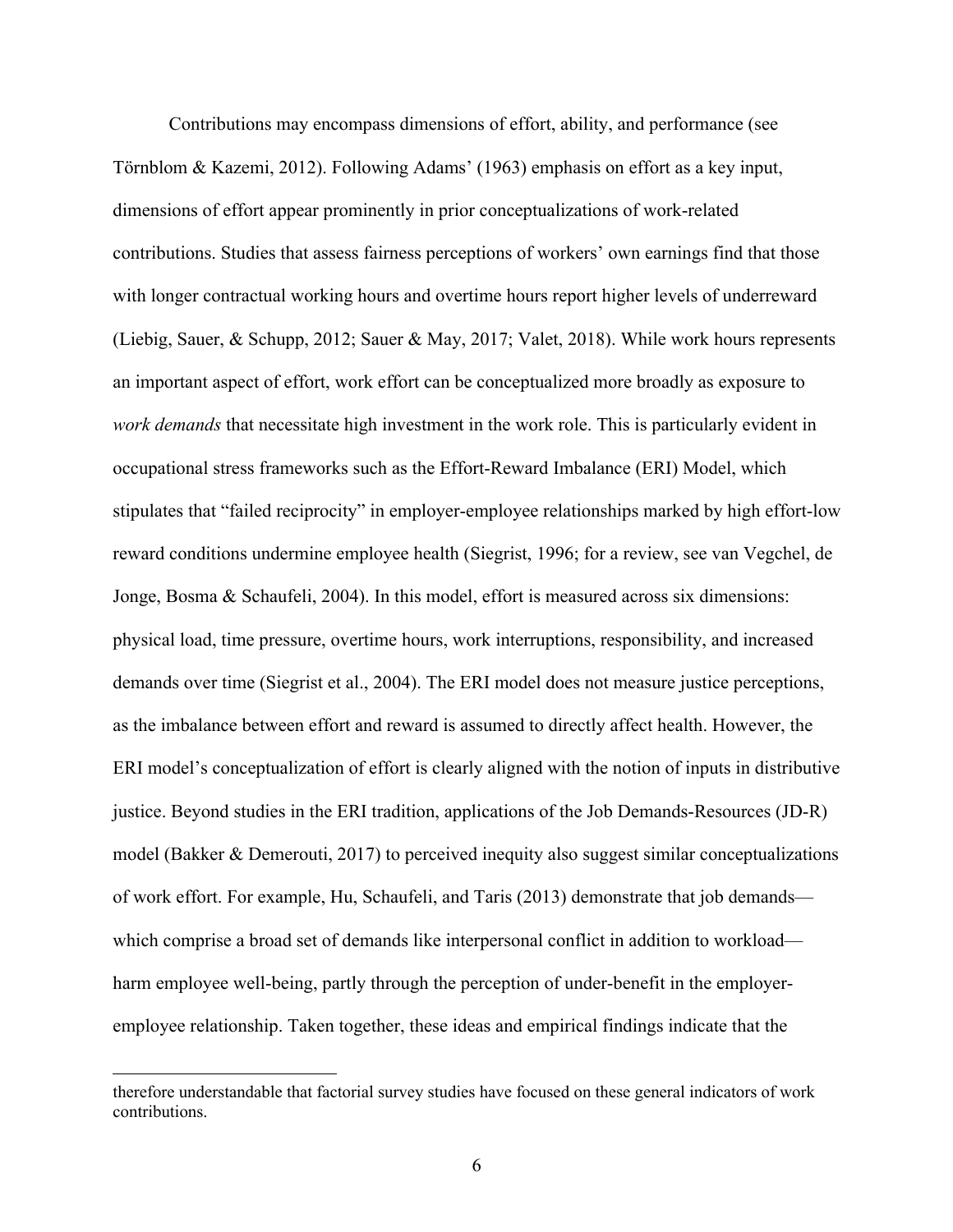Contributions may encompass dimensions of effort, ability, and performance (see Törnblom & Kazemi, 2012). Following Adams' (1963) emphasis on effort as a key input, dimensions of effort appear prominently in prior conceptualizations of work-related contributions. Studies that assess fairness perceptions of workers' own earnings find that those with longer contractual working hours and overtime hours report higher levels of underreward (Liebig, Sauer, & Schupp, 2012; Sauer & May, 2017; Valet, 2018). While work hours represents an important aspect of effort, work effort can be conceptualized more broadly as exposure to *work demands* that necessitate high investment in the work role. This is particularly evident in occupational stress frameworks such as the Effort-Reward Imbalance (ERI) Model, which stipulates that "failed reciprocity" in employer-employee relationships marked by high effort-low reward conditions undermine employee health (Siegrist, 1996; for a review, see van Vegchel, de Jonge, Bosma & Schaufeli, 2004). In this model, effort is measured across six dimensions: physical load, time pressure, overtime hours, work interruptions, responsibility, and increased demands over time (Siegrist et al., 2004). The ERI model does not measure justice perceptions, as the imbalance between effort and reward is assumed to directly affect health. However, the ERI model's conceptualization of effort is clearly aligned with the notion of inputs in distributive justice. Beyond studies in the ERI tradition, applications of the Job Demands-Resources (JD-R) model (Bakker & Demerouti, 2017) to perceived inequity also suggest similar conceptualizations of work effort. For example, Hu, Schaufeli, and Taris (2013) demonstrate that job demands—which comprise a broad set of demands like interpersonal conflict in addition to workload—harm employee well-being, partly through the perception of under-benefit in the employer-employee relationship. Taken together, these ideas and empirical findings indicate that the

---

therefore understandable that factorial survey studies have focused on these general indicators of work contributions.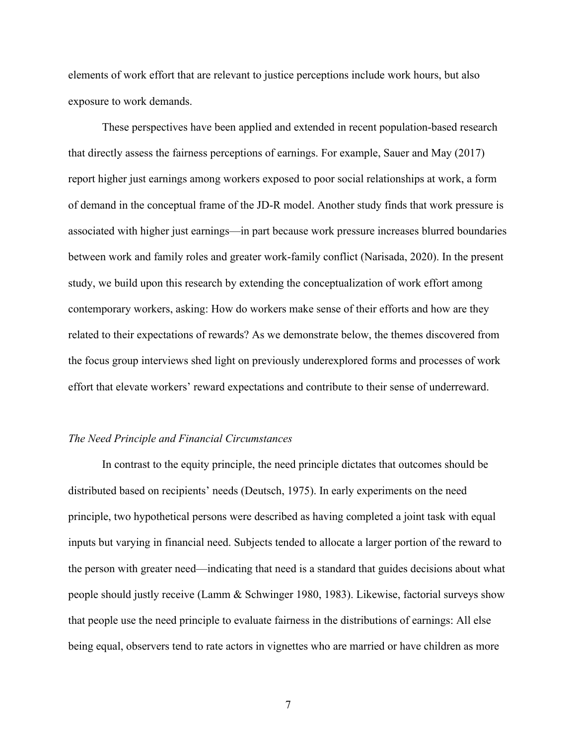elements of work effort that are relevant to justice perceptions include work hours, but also exposure to work demands.

These perspectives have been applied and extended in recent population-based research that directly assess the fairness perceptions of earnings. For example, Sauer and May (2017) report higher just earnings among workers exposed to poor social relationships at work, a form of demand in the conceptual frame of the JD-R model. Another study finds that work pressure is associated with higher just earnings—in part because work pressure increases blurred boundaries between work and family roles and greater work-family conflict (Narisada, 2020). In the present study, we build upon this research by extending the conceptualization of work effort among contemporary workers, asking: How do workers make sense of their efforts and how are they related to their expectations of rewards? As we demonstrate below, the themes discovered from the focus group interviews shed light on previously underexplored forms and processes of work effort that elevate workers' reward expectations and contribute to their sense of underreward.

### *The Need Principle and Financial Circumstances*

In contrast to the equity principle, the need principle dictates that outcomes should be distributed based on recipients' needs (Deutsch, 1975). In early experiments on the need principle, two hypothetical persons were described as having completed a joint task with equal inputs but varying in financial need. Subjects tended to allocate a larger portion of the reward to the person with greater need—indicating that need is a standard that guides decisions about what people should justly receive (Lamm & Schwinger 1980, 1983). Likewise, factorial surveys show that people use the need principle to evaluate fairness in the distributions of earnings: All else being equal, observers tend to rate actors in vignettes who are married or have children as more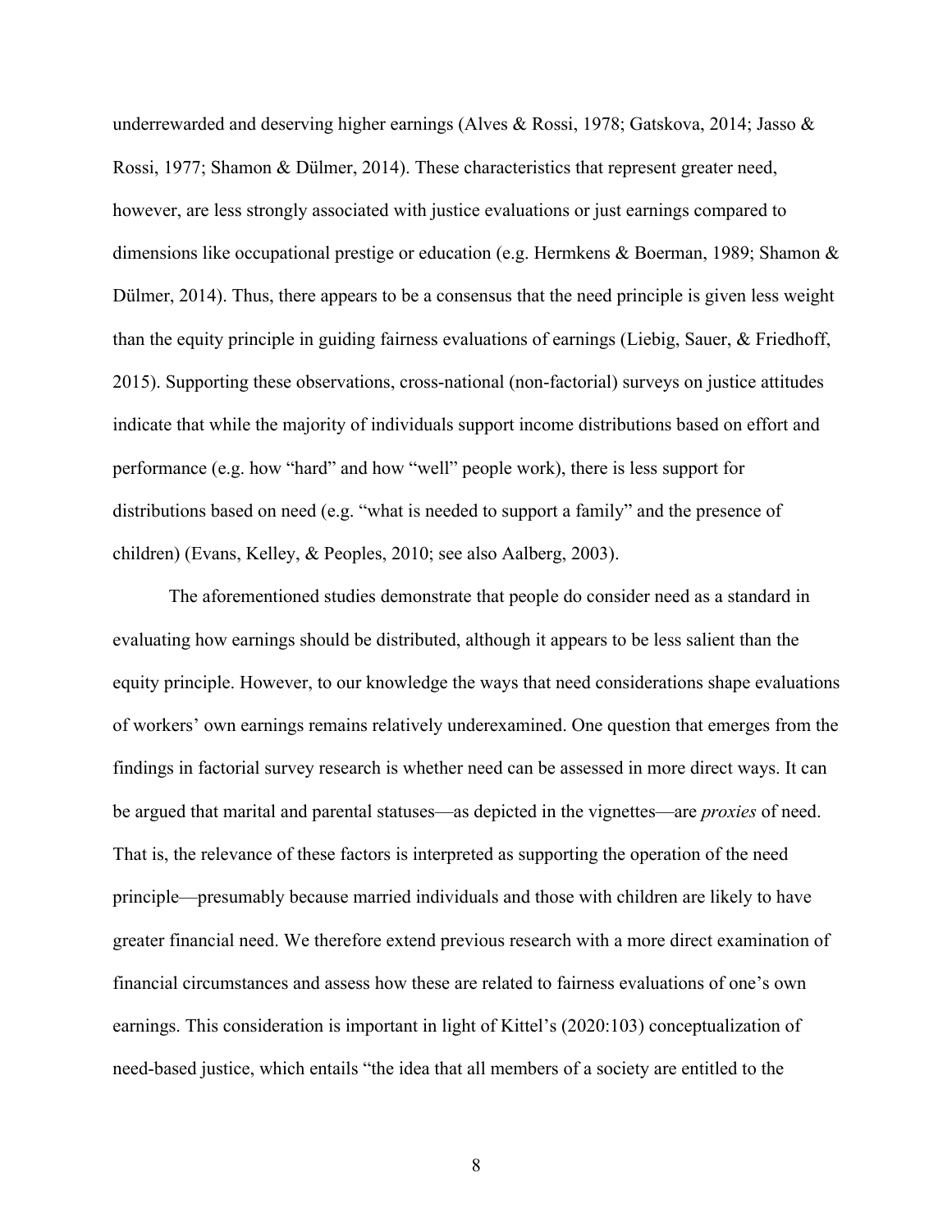underrewarded and deserving higher earnings (Alves & Rossi, 1978; Gatskova, 2014; Jasso & Rossi, 1977; Shamon & Dülmer, 2014). These characteristics that represent greater need, however, are less strongly associated with justice evaluations or just earnings compared to dimensions like occupational prestige or education (e.g. Hermkens & Boerman, 1989; Shamon & Dülmer, 2014). Thus, there appears to be a consensus that the need principle is given less weight than the equity principle in guiding fairness evaluations of earnings (Liebig, Sauer, & Friedhoff, 2015). Supporting these observations, cross-national (non-factorial) surveys on justice attitudes indicate that while the majority of individuals support income distributions based on effort and performance (e.g. how "hard" and how "well" people work), there is less support for distributions based on need (e.g. "what is needed to support a family" and the presence of children) (Evans, Kelley, & Peoples, 2010; see also Aalberg, 2003).

The aforementioned studies demonstrate that people do consider need as a standard in evaluating how earnings should be distributed, although it appears to be less salient than the equity principle. However, to our knowledge the ways that need considerations shape evaluations of workers' own earnings remains relatively underexamined. One question that emerges from the findings in factorial survey research is whether need can be assessed in more direct ways. It can be argued that marital and parental statuses—as depicted in the vignettes—are *proxies* of need. That is, the relevance of these factors is interpreted as supporting the operation of the need principle—presumably because married individuals and those with children are likely to have greater financial need. We therefore extend previous research with a more direct examination of financial circumstances and assess how these are related to fairness evaluations of one's own earnings. This consideration is important in light of Kittel's (2020:103) conceptualization of need-based justice, which entails "the idea that all members of a society are entitled to the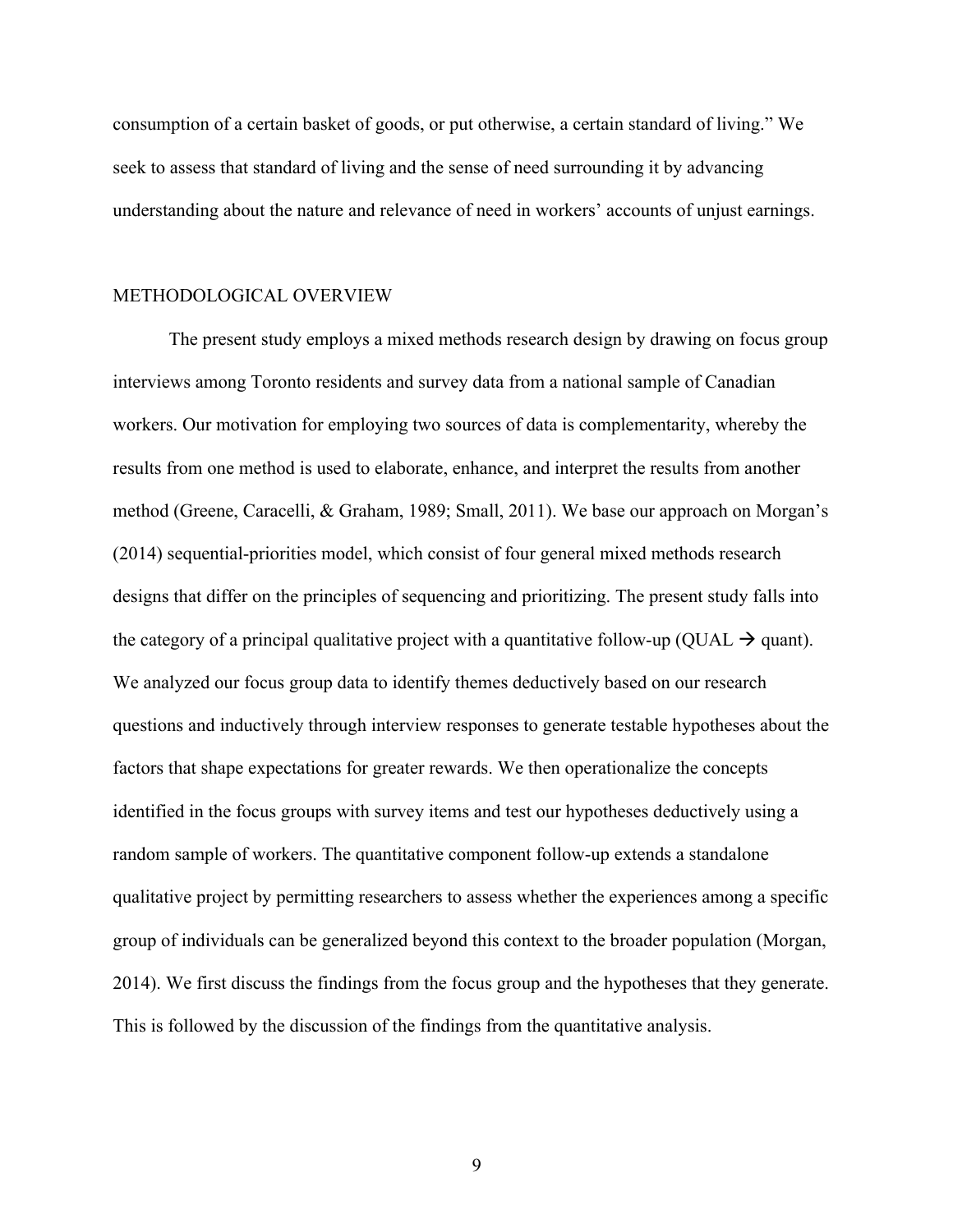consumption of a certain basket of goods, or put otherwise, a certain standard of living." We seek to assess that standard of living and the sense of need surrounding it by advancing understanding about the nature and relevance of need in workers' accounts of unjust earnings.

## METHODOLOGICAL OVERVIEW

The present study employs a mixed methods research design by drawing on focus group interviews among Toronto residents and survey data from a national sample of Canadian workers. Our motivation for employing two sources of data is complementarity, whereby the results from one method is used to elaborate, enhance, and interpret the results from another method (Greene, Caracelli, & Graham, 1989; Small, 2011). We base our approach on Morgan's (2014) sequential-priorities model, which consist of four general mixed methods research designs that differ on the principles of sequencing and prioritizing. The present study falls into the category of a principal qualitative project with a quantitative follow-up (QUAL → quant). We analyzed our focus group data to identify themes deductively based on our research questions and inductively through interview responses to generate testable hypotheses about the factors that shape expectations for greater rewards. We then operationalize the concepts identified in the focus groups with survey items and test our hypotheses deductively using a random sample of workers. The quantitative component follow-up extends a standalone qualitative project by permitting researchers to assess whether the experiences among a specific group of individuals can be generalized beyond this context to the broader population (Morgan, 2014). We first discuss the findings from the focus group and the hypotheses that they generate. This is followed by the discussion of the findings from the quantitative analysis.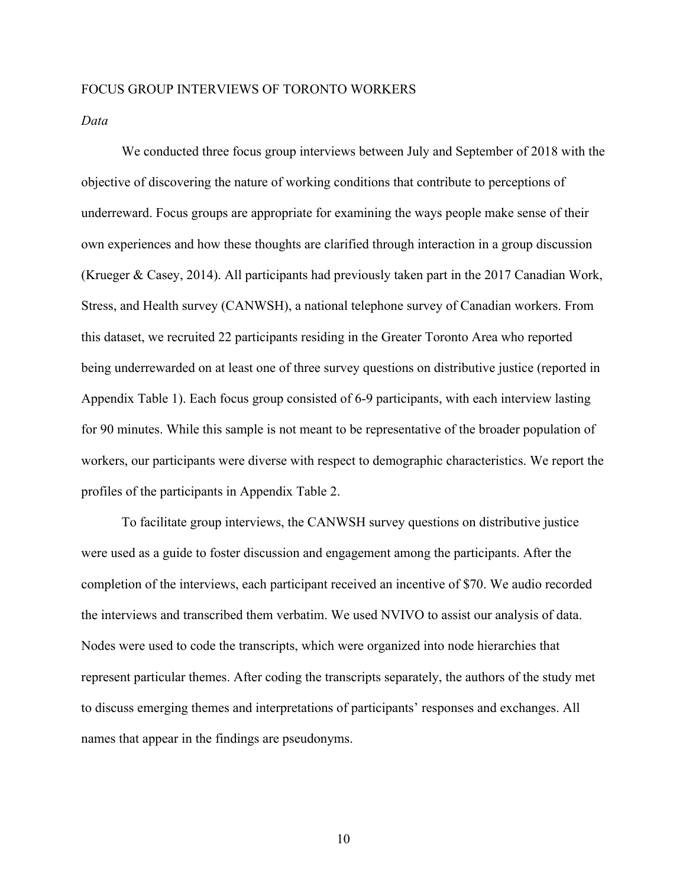## FOCUS GROUP INTERVIEWS OF TORONTO WORKERS

### *Data*

We conducted three focus group interviews between July and September of 2018 with the objective of discovering the nature of working conditions that contribute to perceptions of underreward. Focus groups are appropriate for examining the ways people make sense of their own experiences and how these thoughts are clarified through interaction in a group discussion (Krueger & Casey, 2014). All participants had previously taken part in the 2017 Canadian Work, Stress, and Health survey (CANWSH), a national telephone survey of Canadian workers. From this dataset, we recruited 22 participants residing in the Greater Toronto Area who reported being underrewarded on at least one of three survey questions on distributive justice (reported in Appendix Table 1). Each focus group consisted of 6-9 participants, with each interview lasting for 90 minutes. While this sample is not meant to be representative of the broader population of workers, our participants were diverse with respect to demographic characteristics. We report the profiles of the participants in Appendix Table 2.

To facilitate group interviews, the CANWSH survey questions on distributive justice were used as a guide to foster discussion and engagement among the participants. After the completion of the interviews, each participant received an incentive of $70. We audio recorded the interviews and transcribed them verbatim. We used NVIVO to assist our analysis of data. Nodes were used to code the transcripts, which were organized into node hierarchies that represent particular themes. After coding the transcripts separately, the authors of the study met to discuss emerging themes and interpretations of participants' responses and exchanges. All names that appear in the findings are pseudonyms.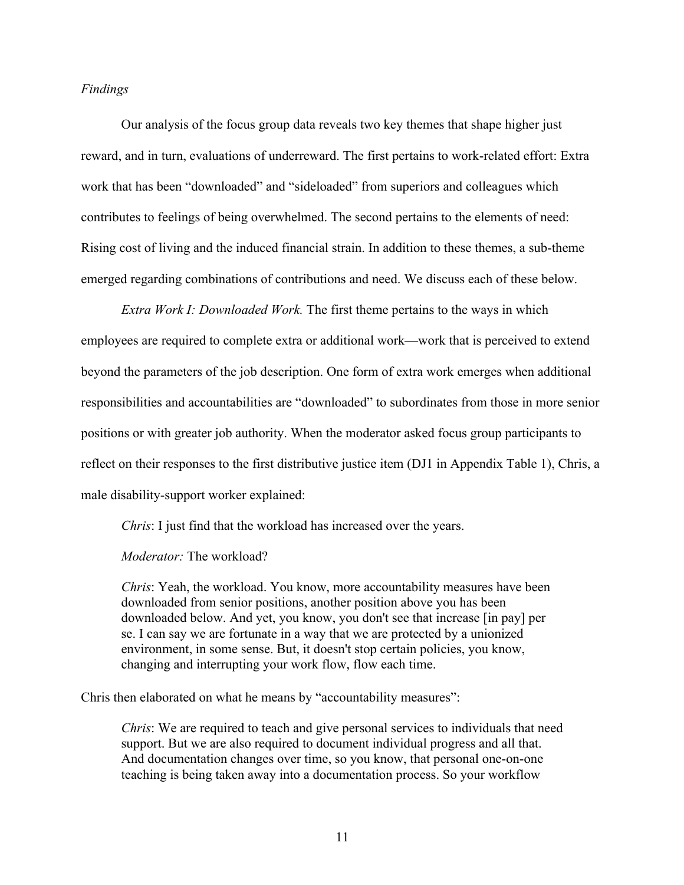*Findings*

Our analysis of the focus group data reveals two key themes that shape higher just reward, and in turn, evaluations of underreward. The first pertains to work-related effort: Extra work that has been "downloaded" and "sideloaded" from superiors and colleagues which contributes to feelings of being overwhelmed. The second pertains to the elements of need: Rising cost of living and the induced financial strain. In addition to these themes, a sub-theme emerged regarding combinations of contributions and need. We discuss each of these below.

*Extra Work I: Downloaded Work.* The first theme pertains to the ways in which employees are required to complete extra or additional work—work that is perceived to extend beyond the parameters of the job description. One form of extra work emerges when additional responsibilities and accountabilities are "downloaded" to subordinates from those in more senior positions or with greater job authority. When the moderator asked focus group participants to reflect on their responses to the first distributive justice item (DJ1 in Appendix Table 1), Chris, a male disability-support worker explained:

> *Chris*: I just find that the workload has increased over the years.
>
> *Moderator:* The workload?
>
> *Chris*: Yeah, the workload. You know, more accountability measures have been downloaded from senior positions, another position above you has been downloaded below. And yet, you know, you don't see that increase [in pay] per se. I can say we are fortunate in a way that we are protected by a unionized environment, in some sense. But, it doesn't stop certain policies, you know, changing and interrupting your work flow, flow each time.

Chris then elaborated on what he means by "accountability measures":

> *Chris*: We are required to teach and give personal services to individuals that need support. But we are also required to document individual progress and all that. And documentation changes over time, so you know, that personal one-on-one teaching is being taken away into a documentation process. So your workflow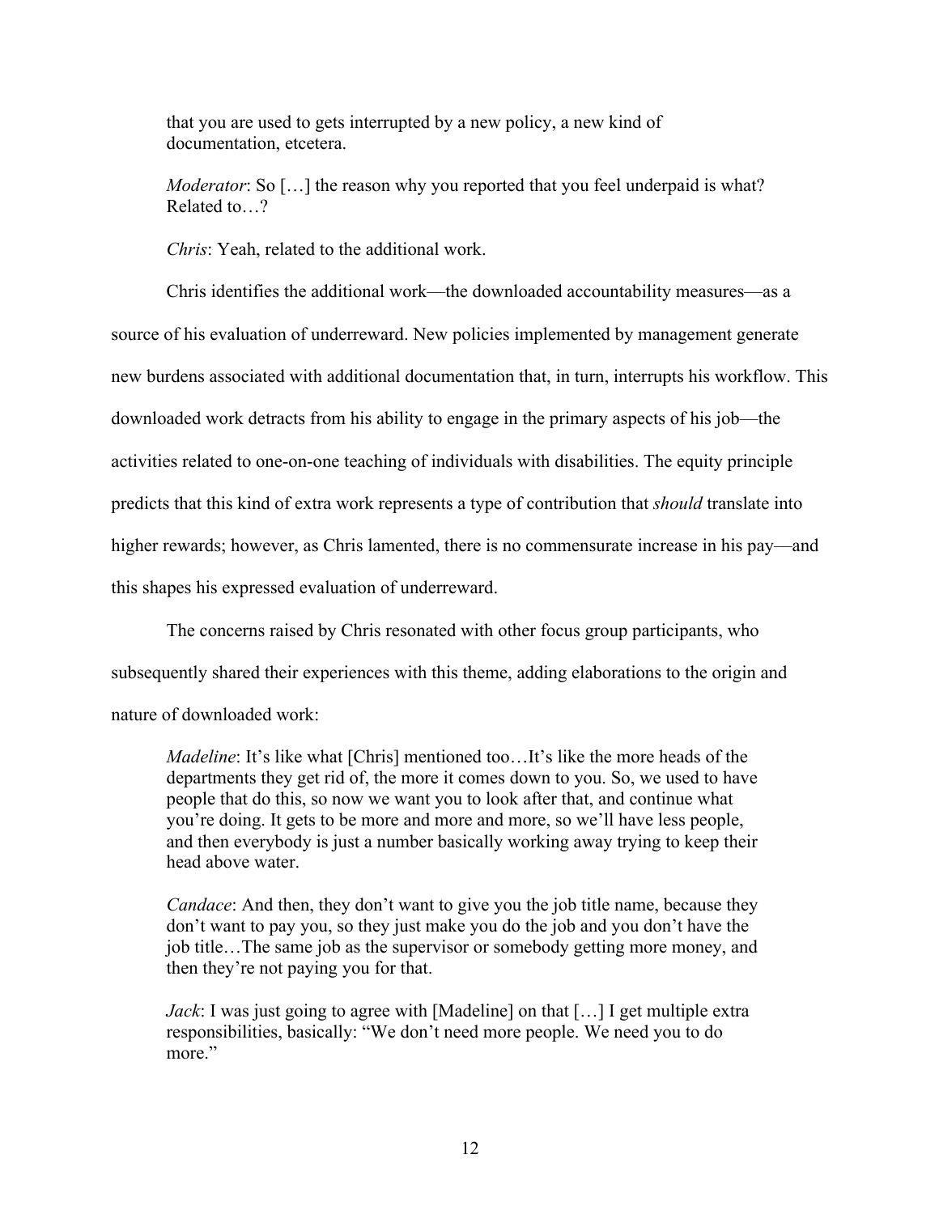that you are used to gets interrupted by a new policy, a new kind of documentation, etcetera.

> *Moderator*: So […] the reason why you reported that you feel underpaid is what? Related to…?
>
> *Chris*: Yeah, related to the additional work.

Chris identifies the additional work—the downloaded accountability measures—as a source of his evaluation of underreward. New policies implemented by management generate new burdens associated with additional documentation that, in turn, interrupts his workflow. This downloaded work detracts from his ability to engage in the primary aspects of his job—the activities related to one-on-one teaching of individuals with disabilities. The equity principle predicts that this kind of extra work represents a type of contribution that *should* translate into higher rewards; however, as Chris lamented, there is no commensurate increase in his pay—and this shapes his expressed evaluation of underreward.

The concerns raised by Chris resonated with other focus group participants, who subsequently shared their experiences with this theme, adding elaborations to the origin and nature of downloaded work:

> *Madeline*: It's like what [Chris] mentioned too…It's like the more heads of the departments they get rid of, the more it comes down to you. So, we used to have people that do this, so now we want you to look after that, and continue what you're doing. It gets to be more and more and more, so we'll have less people, and then everybody is just a number basically working away trying to keep their head above water.
>
> *Candace*: And then, they don't want to give you the job title name, because they don't want to pay you, so they just make you do the job and you don't have the job title…The same job as the supervisor or somebody getting more money, and then they're not paying you for that.
>
> *Jack*: I was just going to agree with [Madeline] on that […] I get multiple extra responsibilities, basically: "We don't need more people. We need you to do more."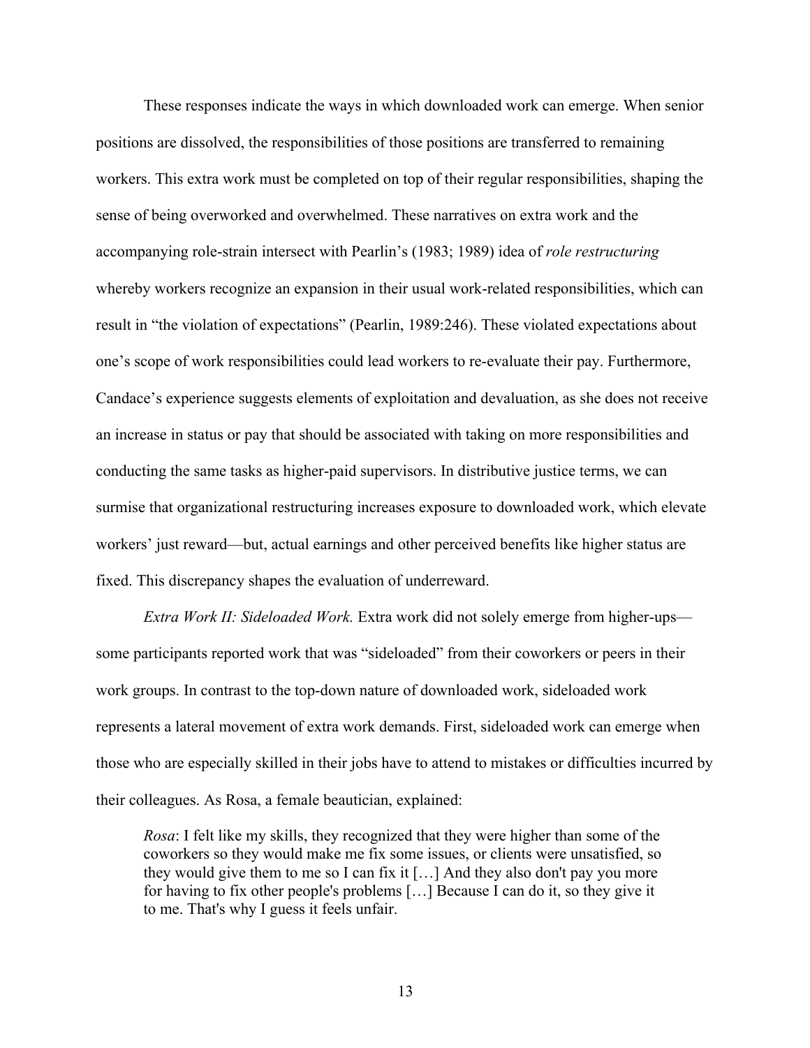These responses indicate the ways in which downloaded work can emerge. When senior positions are dissolved, the responsibilities of those positions are transferred to remaining workers. This extra work must be completed on top of their regular responsibilities, shaping the sense of being overworked and overwhelmed. These narratives on extra work and the accompanying role-strain intersect with Pearlin's (1983; 1989) idea of *role restructuring* whereby workers recognize an expansion in their usual work-related responsibilities, which can result in "the violation of expectations" (Pearlin, 1989:246). These violated expectations about one's scope of work responsibilities could lead workers to re-evaluate their pay. Furthermore, Candace's experience suggests elements of exploitation and devaluation, as she does not receive an increase in status or pay that should be associated with taking on more responsibilities and conducting the same tasks as higher-paid supervisors. In distributive justice terms, we can surmise that organizational restructuring increases exposure to downloaded work, which elevate workers' just reward—but, actual earnings and other perceived benefits like higher status are fixed. This discrepancy shapes the evaluation of underreward.

*Extra Work II: Sideloaded Work.* Extra work did not solely emerge from higher-ups—some participants reported work that was "sideloaded" from their coworkers or peers in their work groups. In contrast to the top-down nature of downloaded work, sideloaded work represents a lateral movement of extra work demands. First, sideloaded work can emerge when those who are especially skilled in their jobs have to attend to mistakes or difficulties incurred by their colleagues. As Rosa, a female beautician, explained:

> *Rosa*: I felt like my skills, they recognized that they were higher than some of the coworkers so they would make me fix some issues, or clients were unsatisfied, so they would give them to me so I can fix it […] And they also don't pay you more for having to fix other people's problems […] Because I can do it, so they give it to me. That's why I guess it feels unfair.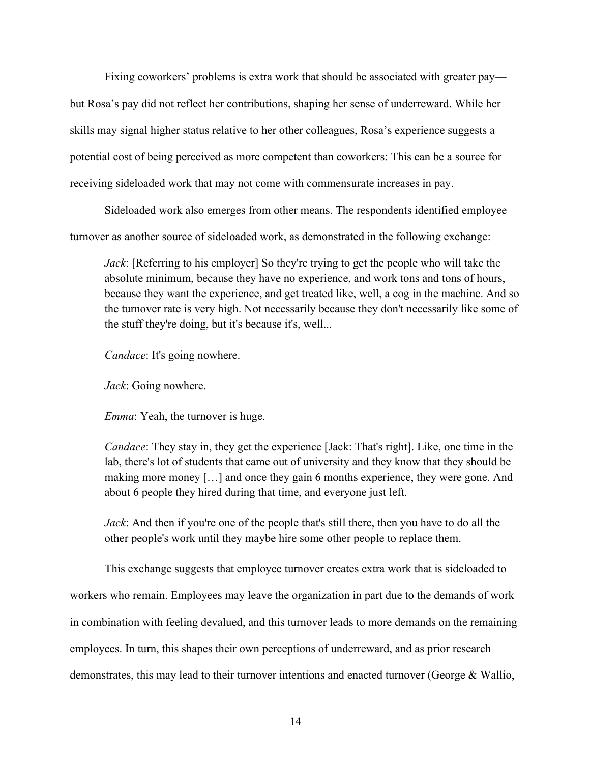Fixing coworkers' problems is extra work that should be associated with greater pay—but Rosa's pay did not reflect her contributions, shaping her sense of underreward. While her skills may signal higher status relative to her other colleagues, Rosa's experience suggests a potential cost of being perceived as more competent than coworkers: This can be a source for receiving sideloaded work that may not come with commensurate increases in pay.

Sideloaded work also emerges from other means. The respondents identified employee turnover as another source of sideloaded work, as demonstrated in the following exchange:

> *Jack*: [Referring to his employer] So they're trying to get the people who will take the absolute minimum, because they have no experience, and work tons and tons of hours, because they want the experience, and get treated like, well, a cog in the machine. And so the turnover rate is very high. Not necessarily because they don't necessarily like some of the stuff they're doing, but it's because it's, well...
>
> *Candace*: It's going nowhere.
>
> *Jack*: Going nowhere.
>
> *Emma*: Yeah, the turnover is huge.
>
> *Candace*: They stay in, they get the experience [Jack: That's right]. Like, one time in the lab, there's lot of students that came out of university and they know that they should be making more money […] and once they gain 6 months experience, they were gone. And about 6 people they hired during that time, and everyone just left.
>
> *Jack*: And then if you're one of the people that's still there, then you have to do all the other people's work until they maybe hire some other people to replace them.

This exchange suggests that employee turnover creates extra work that is sideloaded to workers who remain. Employees may leave the organization in part due to the demands of work in combination with feeling devalued, and this turnover leads to more demands on the remaining employees. In turn, this shapes their own perceptions of underreward, and as prior research demonstrates, this may lead to their turnover intentions and enacted turnover (George & Wallio,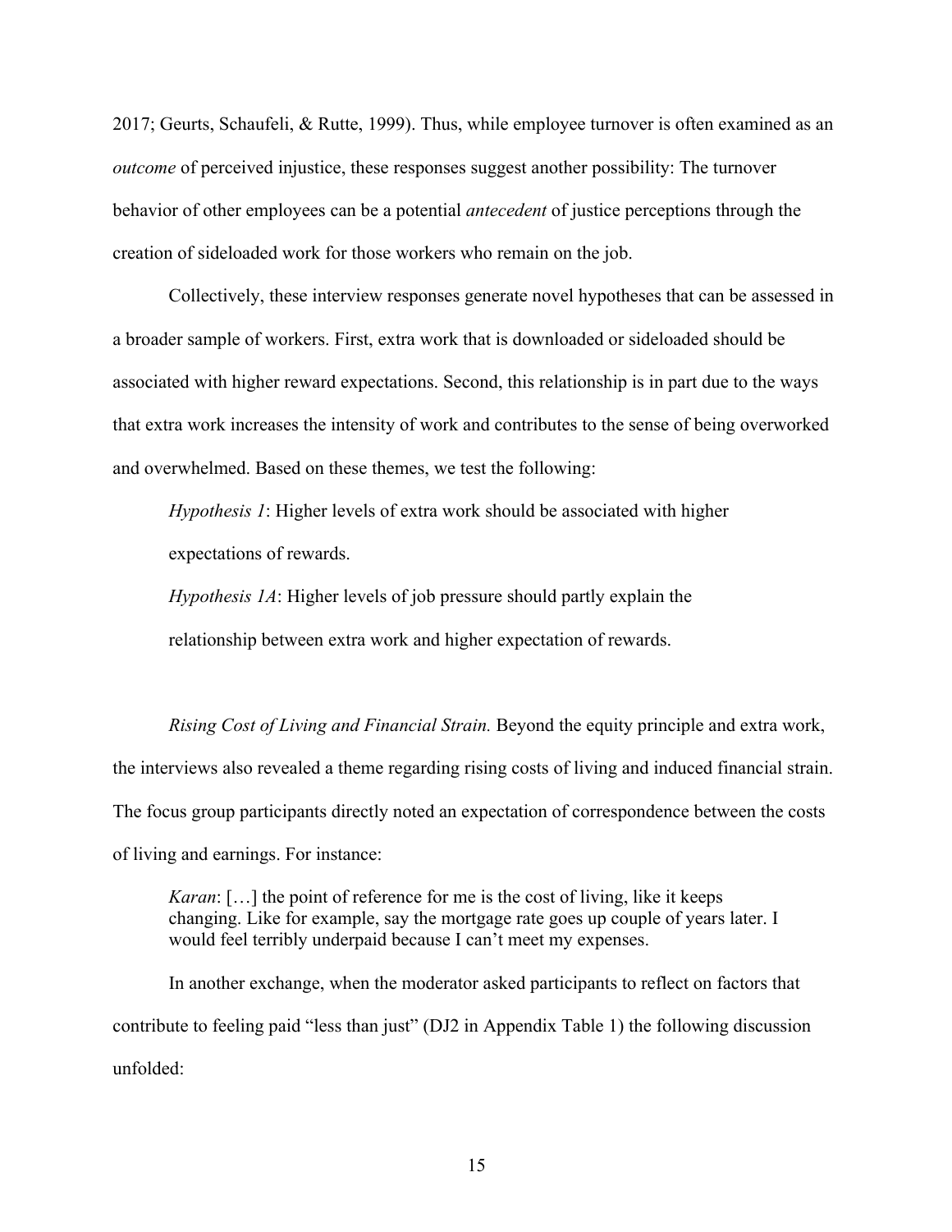2017; Geurts, Schaufeli, & Rutte, 1999). Thus, while employee turnover is often examined as an *outcome* of perceived injustice, these responses suggest another possibility: The turnover behavior of other employees can be a potential *antecedent* of justice perceptions through the creation of sideloaded work for those workers who remain on the job.

Collectively, these interview responses generate novel hypotheses that can be assessed in a broader sample of workers. First, extra work that is downloaded or sideloaded should be associated with higher reward expectations. Second, this relationship is in part due to the ways that extra work increases the intensity of work and contributes to the sense of being overworked and overwhelmed. Based on these themes, we test the following:

> *Hypothesis 1*: Higher levels of extra work should be associated with higher expectations of rewards.
>
> *Hypothesis 1A*: Higher levels of job pressure should partly explain the relationship between extra work and higher expectation of rewards.

*Rising Cost of Living and Financial Strain.* Beyond the equity principle and extra work, the interviews also revealed a theme regarding rising costs of living and induced financial strain. The focus group participants directly noted an expectation of correspondence between the costs of living and earnings. For instance:

> *Karan*: […] the point of reference for me is the cost of living, like it keeps changing. Like for example, say the mortgage rate goes up couple of years later. I would feel terribly underpaid because I can't meet my expenses.

In another exchange, when the moderator asked participants to reflect on factors that contribute to feeling paid "less than just" (DJ2 in Appendix Table 1) the following discussion unfolded: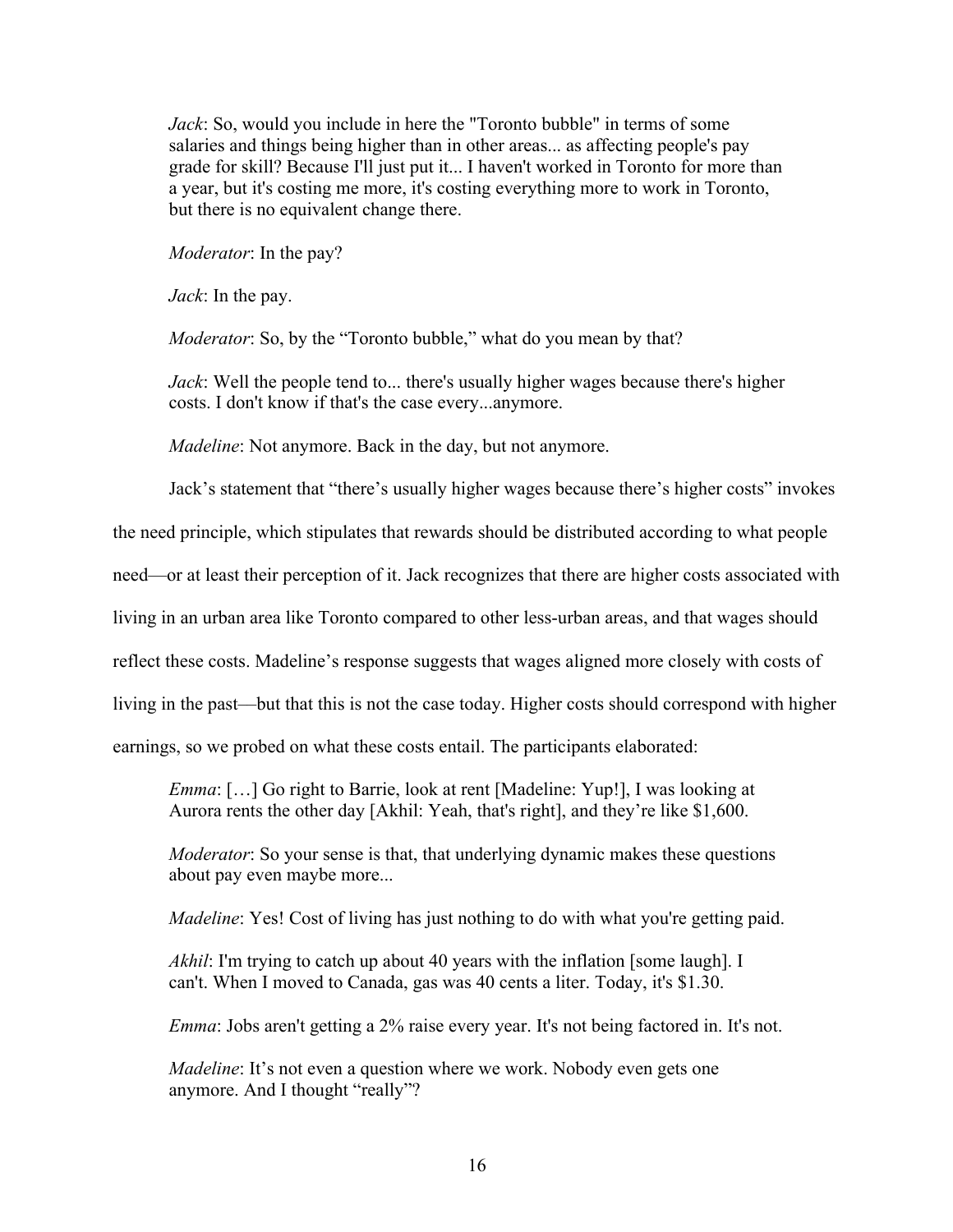> *Jack*: So, would you include in here the "Toronto bubble" in terms of some salaries and things being higher than in other areas... as affecting people's pay grade for skill? Because I'll just put it... I haven't worked in Toronto for more than a year, but it's costing me more, it's costing everything more to work in Toronto, but there is no equivalent change there.
>
> *Moderator*: In the pay?
>
> *Jack*: In the pay.
>
> *Moderator*: So, by the "Toronto bubble," what do you mean by that?
>
> *Jack*: Well the people tend to... there's usually higher wages because there's higher costs. I don't know if that's the case every...anymore.
>
> *Madeline*: Not anymore. Back in the day, but not anymore.

Jack's statement that "there's usually higher wages because there's higher costs" invokes the need principle, which stipulates that rewards should be distributed according to what people need—or at least their perception of it. Jack recognizes that there are higher costs associated with living in an urban area like Toronto compared to other less-urban areas, and that wages should reflect these costs. Madeline's response suggests that wages aligned more closely with costs of living in the past—but that this is not the case today. Higher costs should correspond with higher earnings, so we probed on what these costs entail. The participants elaborated:

> *Emma*: […] Go right to Barrie, look at rent [Madeline: Yup!], I was looking at Aurora rents the other day [Akhil: Yeah, that's right], and they're like $1,600.
>
> *Moderator*: So your sense is that, that underlying dynamic makes these questions about pay even maybe more...
>
> *Madeline*: Yes! Cost of living has just nothing to do with what you're getting paid.
>
> *Akhil*: I'm trying to catch up about 40 years with the inflation [some laugh]. I can't. When I moved to Canada, gas was 40 cents a liter. Today, it's $1.30.
>
> *Emma*: Jobs aren't getting a 2% raise every year. It's not being factored in. It's not.
>
> *Madeline*: It's not even a question where we work. Nobody even gets one anymore. And I thought "really"?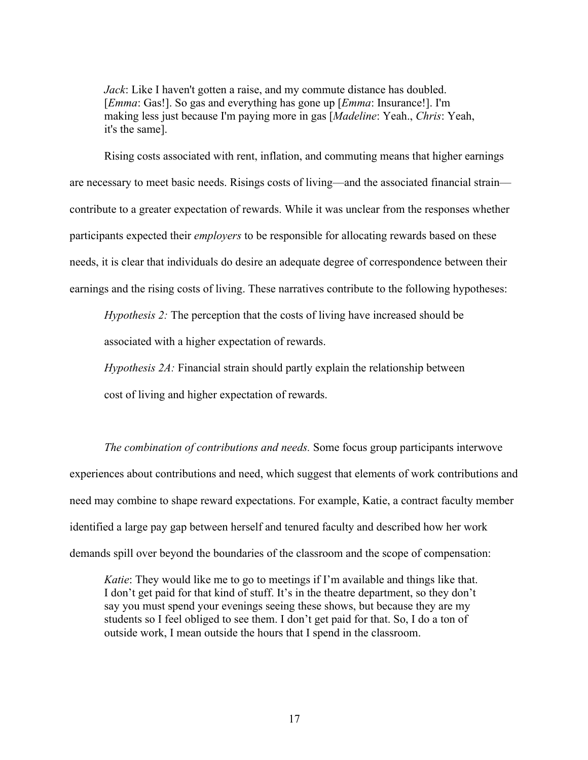> *Jack*: Like I haven't gotten a raise, and my commute distance has doubled. [*Emma*: Gas!]. So gas and everything has gone up [*Emma*: Insurance!]. I'm making less just because I'm paying more in gas [*Madeline*: Yeah., *Chris*: Yeah, it's the same].

Rising costs associated with rent, inflation, and commuting means that higher earnings are necessary to meet basic needs. Risings costs of living—and the associated financial strain—contribute to a greater expectation of rewards. While it was unclear from the responses whether participants expected their *employers* to be responsible for allocating rewards based on these needs, it is clear that individuals do desire an adequate degree of correspondence between their earnings and the rising costs of living. These narratives contribute to the following hypotheses:

> *Hypothesis 2:* The perception that the costs of living have increased should be associated with a higher expectation of rewards.
>
> *Hypothesis 2A:* Financial strain should partly explain the relationship between cost of living and higher expectation of rewards.

*The combination of contributions and needs.* Some focus group participants interwove experiences about contributions and need, which suggest that elements of work contributions and need may combine to shape reward expectations. For example, Katie, a contract faculty member identified a large pay gap between herself and tenured faculty and described how her work demands spill over beyond the boundaries of the classroom and the scope of compensation:

> *Katie*: They would like me to go to meetings if I'm available and things like that. I don't get paid for that kind of stuff. It's in the theatre department, so they don't say you must spend your evenings seeing these shows, but because they are my students so I feel obliged to see them. I don't get paid for that. So, I do a ton of outside work, I mean outside the hours that I spend in the classroom.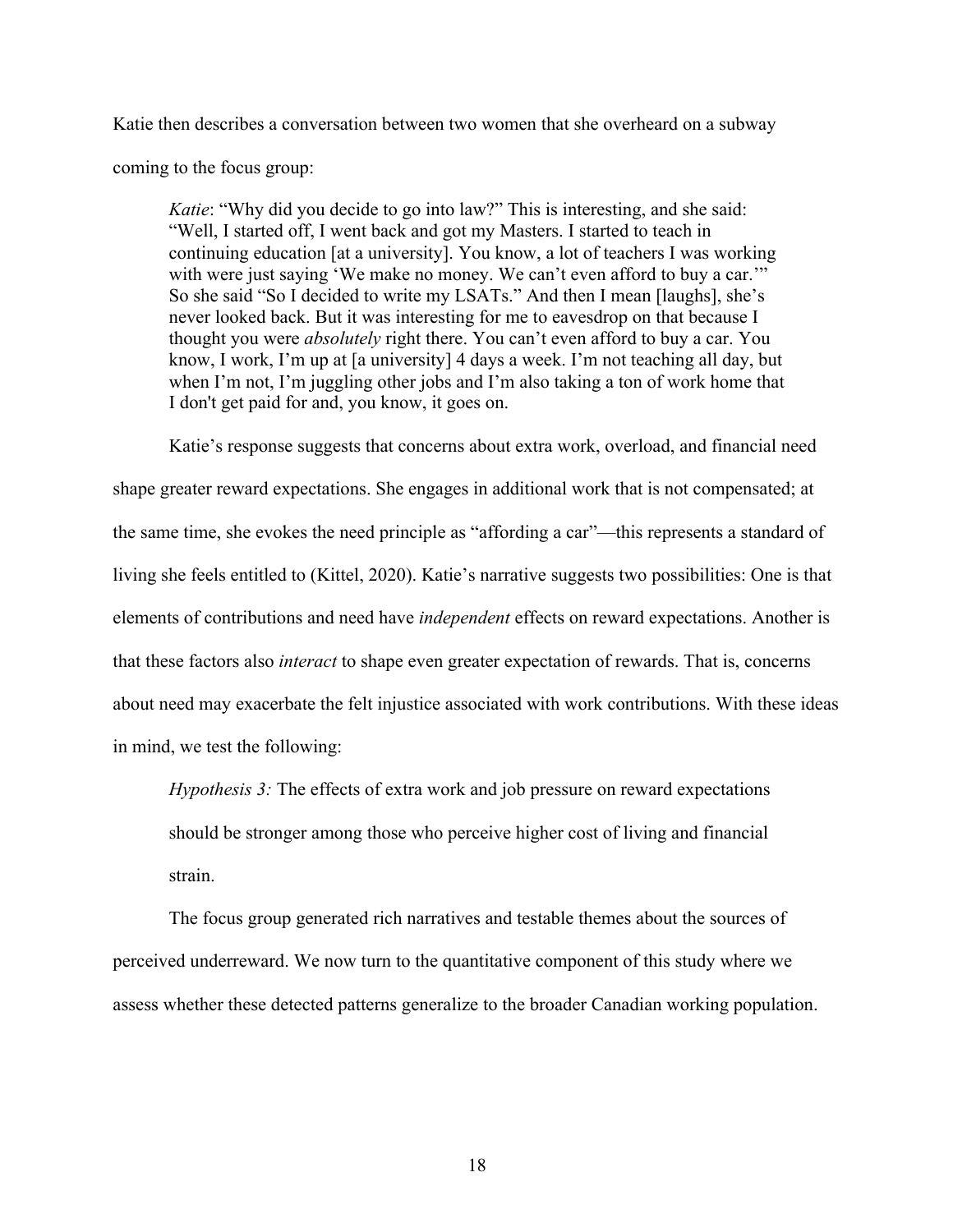Katie then describes a conversation between two women that she overheard on a subway coming to the focus group:

> *Katie*: "Why did you decide to go into law?" This is interesting, and she said: "Well, I started off, I went back and got my Masters. I started to teach in continuing education [at a university]. You know, a lot of teachers I was working with were just saying 'We make no money. We can't even afford to buy a car.'" So she said "So I decided to write my LSATs." And then I mean [laughs], she's never looked back. But it was interesting for me to eavesdrop on that because I thought you were *absolutely* right there. You can't even afford to buy a car. You know, I work, I'm up at [a university] 4 days a week. I'm not teaching all day, but when I'm not, I'm juggling other jobs and I'm also taking a ton of work home that I don't get paid for and, you know, it goes on.

Katie's response suggests that concerns about extra work, overload, and financial need shape greater reward expectations. She engages in additional work that is not compensated; at the same time, she evokes the need principle as "affording a car"—this represents a standard of living she feels entitled to (Kittel, 2020). Katie's narrative suggests two possibilities: One is that elements of contributions and need have *independent* effects on reward expectations. Another is that these factors also *interact* to shape even greater expectation of rewards. That is, concerns about need may exacerbate the felt injustice associated with work contributions. With these ideas in mind, we test the following:

*Hypothesis 3:* The effects of extra work and job pressure on reward expectations should be stronger among those who perceive higher cost of living and financial strain.

The focus group generated rich narratives and testable themes about the sources of perceived underreward. We now turn to the quantitative component of this study where we assess whether these detected patterns generalize to the broader Canadian working population.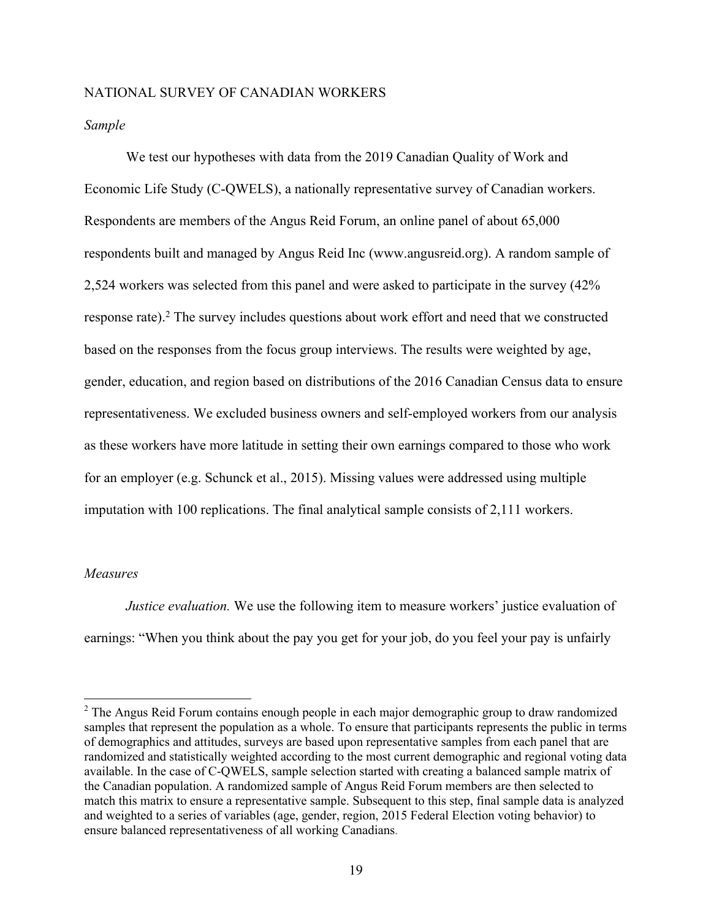NATIONAL SURVEY OF CANADIAN WORKERS

*Sample*

We test our hypotheses with data from the 2019 Canadian Quality of Work and Economic Life Study (C-QWELS), a nationally representative survey of Canadian workers. Respondents are members of the Angus Reid Forum, an online panel of about 65,000 respondents built and managed by Angus Reid Inc (www.angusreid.org). A random sample of 2,524 workers was selected from this panel and were asked to participate in the survey (42% response rate).[2] The survey includes questions about work effort and need that we constructed based on the responses from the focus group interviews. The results were weighted by age, gender, education, and region based on distributions of the 2016 Canadian Census data to ensure representativeness. We excluded business owners and self-employed workers from our analysis as these workers have more latitude in setting their own earnings compared to those who work for an employer (e.g. Schunck et al., 2015). Missing values were addressed using multiple imputation with 100 replications. The final analytical sample consists of 2,111 workers.

*Measures*

*Justice evaluation.* We use the following item to measure workers' justice evaluation of earnings: "When you think about the pay you get for your job, do you feel your pay is unfairly

[2] The Angus Reid Forum contains enough people in each major demographic group to draw randomized samples that represent the population as a whole. To ensure that participants represents the public in terms of demographics and attitudes, surveys are based upon representative samples from each panel that are randomized and statistically weighted according to the most current demographic and regional voting data available. In the case of C-QWELS, sample selection started with creating a balanced sample matrix of the Canadian population. A randomized sample of Angus Reid Forum members are then selected to match this matrix to ensure a representative sample. Subsequent to this step, final sample data is analyzed and weighted to a series of variables (age, gender, region, 2015 Federal Election voting behavior) to ensure balanced representativeness of all working Canadians.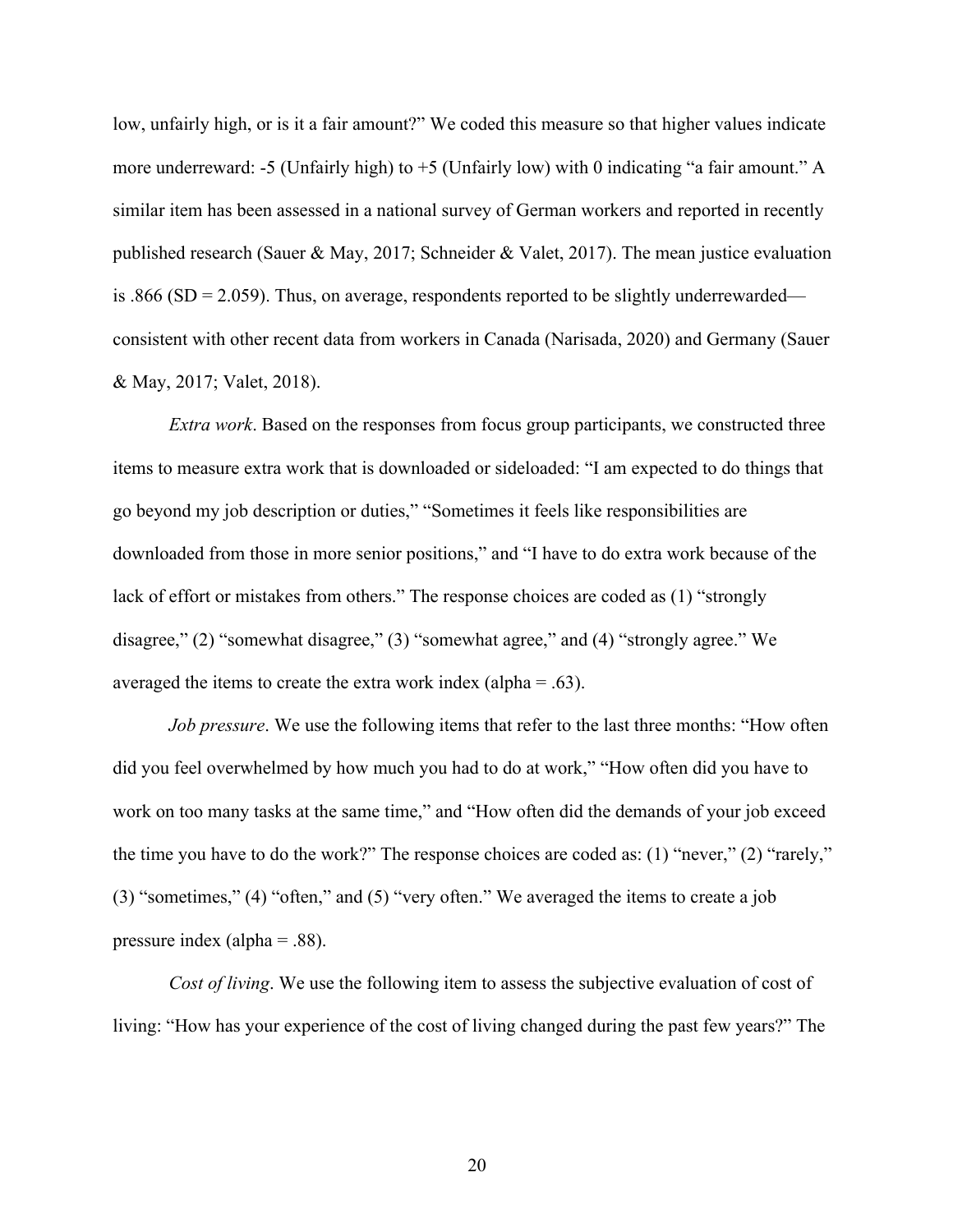low, unfairly high, or is it a fair amount?" We coded this measure so that higher values indicate more underreward: -5 (Unfairly high) to +5 (Unfairly low) with 0 indicating "a fair amount." A similar item has been assessed in a national survey of German workers and reported in recently published research (Sauer & May, 2017; Schneider & Valet, 2017). The mean justice evaluation is .866 (SD = 2.059). Thus, on average, respondents reported to be slightly underrewarded—consistent with other recent data from workers in Canada (Narisada, 2020) and Germany (Sauer & May, 2017; Valet, 2018).

*Extra work*. Based on the responses from focus group participants, we constructed three items to measure extra work that is downloaded or sideloaded: "I am expected to do things that go beyond my job description or duties," "Sometimes it feels like responsibilities are downloaded from those in more senior positions," and "I have to do extra work because of the lack of effort or mistakes from others." The response choices are coded as (1) "strongly disagree," (2) "somewhat disagree," (3) "somewhat agree," and (4) "strongly agree." We averaged the items to create the extra work index (alpha = .63).

*Job pressure*. We use the following items that refer to the last three months: "How often did you feel overwhelmed by how much you had to do at work," "How often did you have to work on too many tasks at the same time," and "How often did the demands of your job exceed the time you have to do the work?" The response choices are coded as: (1) "never," (2) "rarely," (3) "sometimes," (4) "often," and (5) "very often." We averaged the items to create a job pressure index (alpha = .88).

*Cost of living*. We use the following item to assess the subjective evaluation of cost of living: "How has your experience of the cost of living changed during the past few years?" The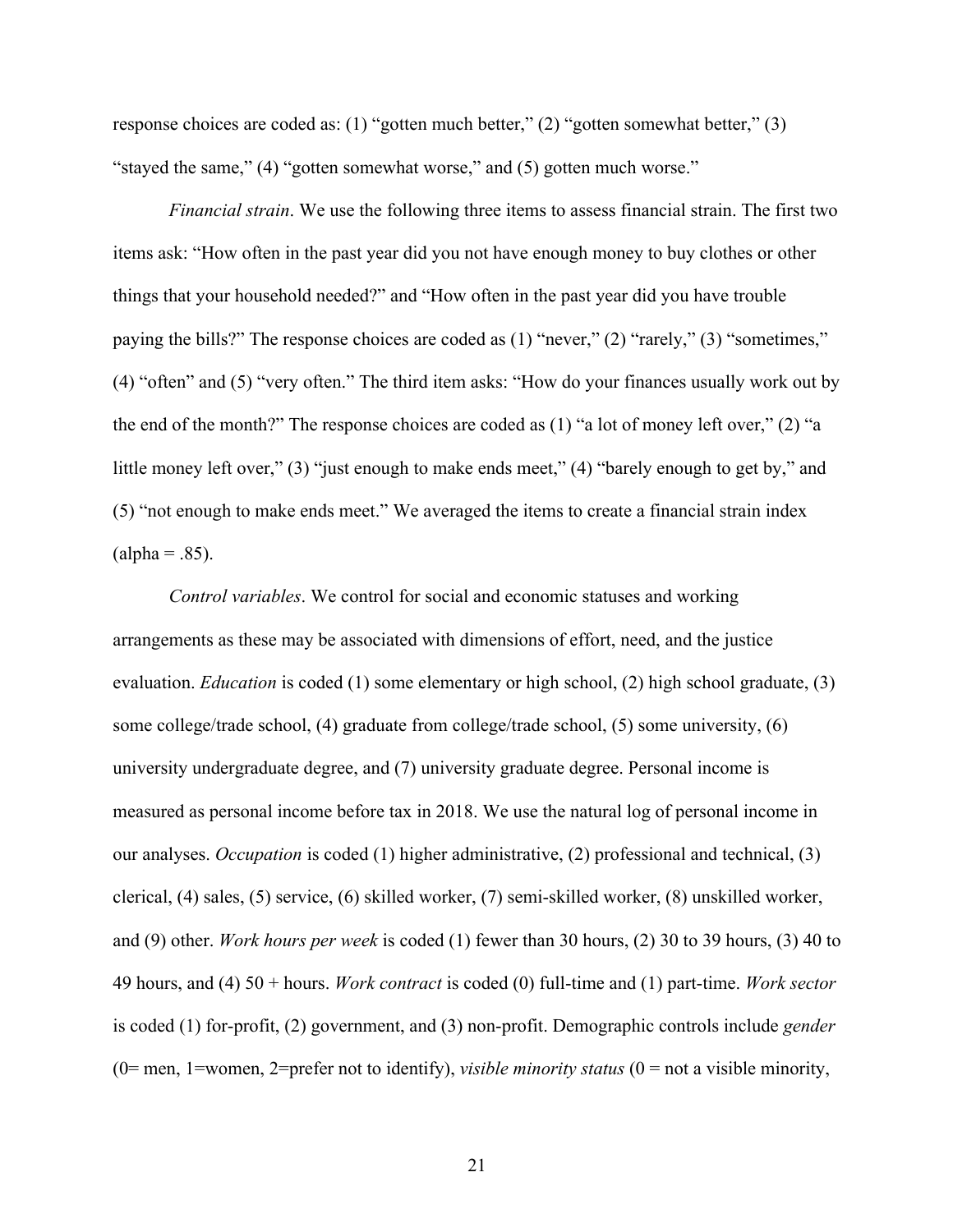response choices are coded as: (1) "gotten much better," (2) "gotten somewhat better," (3) "stayed the same," (4) "gotten somewhat worse," and (5) gotten much worse."

*Financial strain*. We use the following three items to assess financial strain. The first two items ask: "How often in the past year did you not have enough money to buy clothes or other things that your household needed?" and "How often in the past year did you have trouble paying the bills?" The response choices are coded as (1) "never," (2) "rarely," (3) "sometimes," (4) "often" and (5) "very often." The third item asks: "How do your finances usually work out by the end of the month?" The response choices are coded as (1) "a lot of money left over," (2) "a little money left over," (3) "just enough to make ends meet," (4) "barely enough to get by," and (5) "not enough to make ends meet." We averaged the items to create a financial strain index (alpha = .85).

*Control variables*. We control for social and economic statuses and working arrangements as these may be associated with dimensions of effort, need, and the justice evaluation. *Education* is coded (1) some elementary or high school, (2) high school graduate, (3) some college/trade school, (4) graduate from college/trade school, (5) some university, (6) university undergraduate degree, and (7) university graduate degree. Personal income is measured as personal income before tax in 2018. We use the natural log of personal income in our analyses. *Occupation* is coded (1) higher administrative, (2) professional and technical, (3) clerical, (4) sales, (5) service, (6) skilled worker, (7) semi-skilled worker, (8) unskilled worker, and (9) other. *Work hours per week* is coded (1) fewer than 30 hours, (2) 30 to 39 hours, (3) 40 to 49 hours, and (4) 50 + hours. *Work contract* is coded (0) full-time and (1) part-time. *Work sector* is coded (1) for-profit, (2) government, and (3) non-profit. Demographic controls include *gender* (0= men, 1=women, 2=prefer not to identify), *visible minority status* (0 = not a visible minority,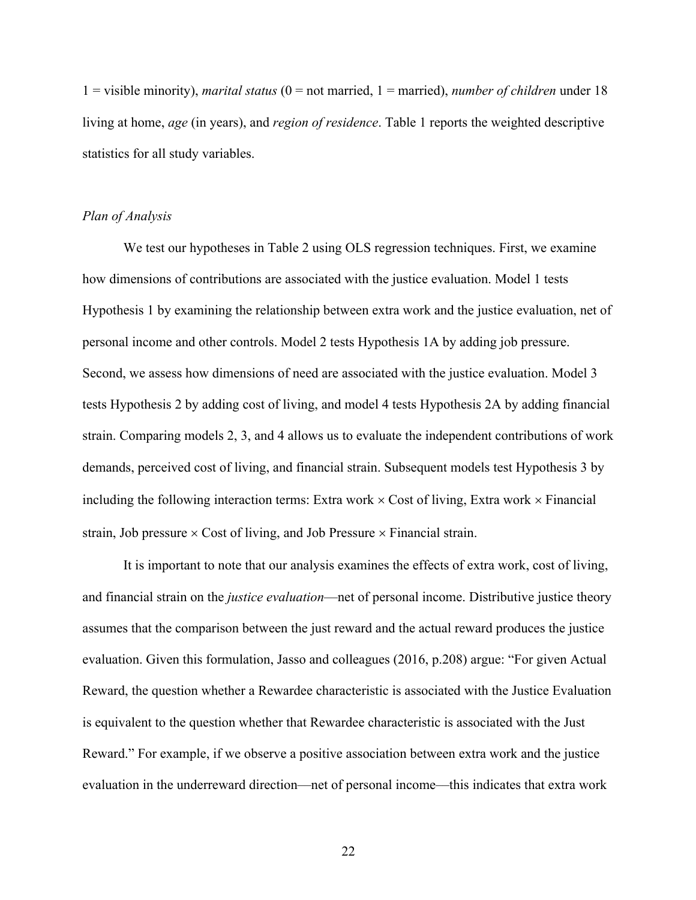1 = visible minority), *marital status* (0 = not married, 1 = married), *number of children* under 18 living at home, *age* (in years), and *region of residence*. Table 1 reports the weighted descriptive statistics for all study variables.

*Plan of Analysis*

We test our hypotheses in Table 2 using OLS regression techniques. First, we examine how dimensions of contributions are associated with the justice evaluation. Model 1 tests Hypothesis 1 by examining the relationship between extra work and the justice evaluation, net of personal income and other controls. Model 2 tests Hypothesis 1A by adding job pressure. Second, we assess how dimensions of need are associated with the justice evaluation. Model 3 tests Hypothesis 2 by adding cost of living, and model 4 tests Hypothesis 2A by adding financial strain. Comparing models 2, 3, and 4 allows us to evaluate the independent contributions of work demands, perceived cost of living, and financial strain. Subsequent models test Hypothesis 3 by including the following interaction terms: Extra work × Cost of living, Extra work × Financial strain, Job pressure × Cost of living, and Job Pressure × Financial strain.

It is important to note that our analysis examines the effects of extra work, cost of living, and financial strain on the *justice evaluation*—net of personal income. Distributive justice theory assumes that the comparison between the just reward and the actual reward produces the justice evaluation. Given this formulation, Jasso and colleagues (2016, p.208) argue: "For given Actual Reward, the question whether a Rewardee characteristic is associated with the Justice Evaluation is equivalent to the question whether that Rewardee characteristic is associated with the Just Reward." For example, if we observe a positive association between extra work and the justice evaluation in the underreward direction—net of personal income—this indicates that extra work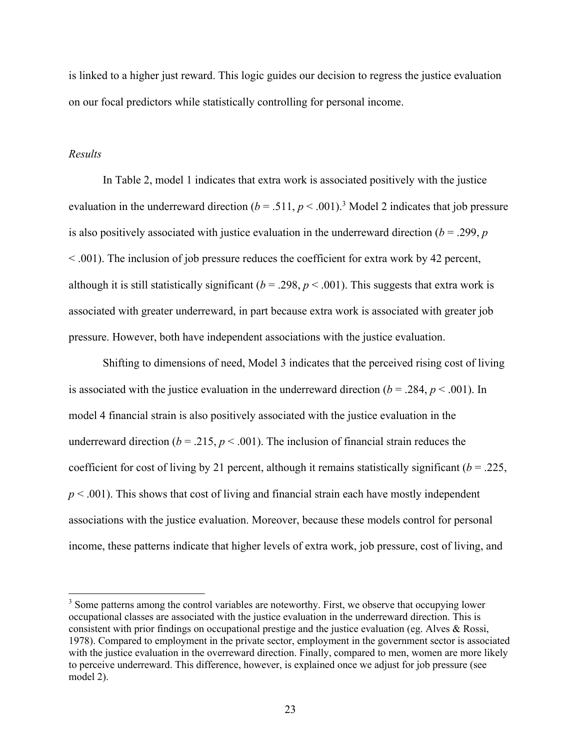is linked to a higher just reward. This logic guides our decision to regress the justice evaluation on our focal predictors while statistically controlling for personal income.

*Results*

In Table 2, model 1 indicates that extra work is associated positively with the justice evaluation in the underreward direction ($b = .511$, $p < .001$).[3] Model 2 indicates that job pressure is also positively associated with justice evaluation in the underreward direction ($b = .299$, $p < .001$). The inclusion of job pressure reduces the coefficient for extra work by 42 percent, although it is still statistically significant ($b = .298$, $p < .001$). This suggests that extra work is associated with greater underreward, in part because extra work is associated with greater job pressure. However, both have independent associations with the justice evaluation.

Shifting to dimensions of need, Model 3 indicates that the perceived rising cost of living is associated with the justice evaluation in the underreward direction ($b = .284$, $p < .001$). In model 4 financial strain is also positively associated with the justice evaluation in the underreward direction ($b = .215$, $p < .001$). The inclusion of financial strain reduces the coefficient for cost of living by 21 percent, although it remains statistically significant ($b = .225$, $p < .001$). This shows that cost of living and financial strain each have mostly independent associations with the justice evaluation. Moreover, because these models control for personal income, these patterns indicate that higher levels of extra work, job pressure, cost of living, and

[3] Some patterns among the control variables are noteworthy. First, we observe that occupying lower occupational classes are associated with the justice evaluation in the underreward direction. This is consistent with prior findings on occupational prestige and the justice evaluation (eg. Alves & Rossi, 1978). Compared to employment in the private sector, employment in the government sector is associated with the justice evaluation in the overreward direction. Finally, compared to men, women are more likely to perceive underreward. This difference, however, is explained once we adjust for job pressure (see model 2).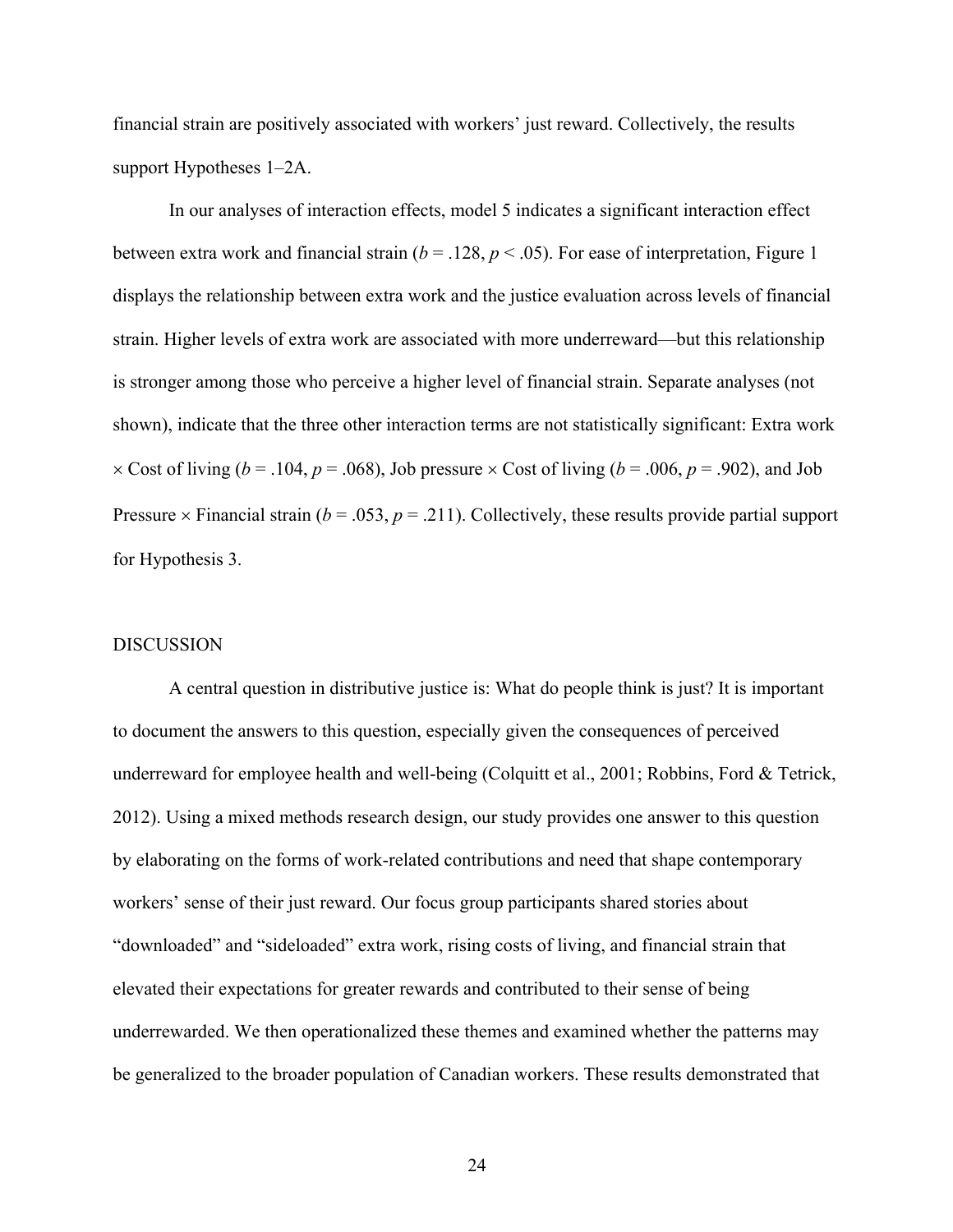financial strain are positively associated with workers' just reward. Collectively, the results support Hypotheses 1–2A.

In our analyses of interaction effects, model 5 indicates a significant interaction effect between extra work and financial strain ($b = .128$, $p < .05$). For ease of interpretation, Figure 1 displays the relationship between extra work and the justice evaluation across levels of financial strain. Higher levels of extra work are associated with more underreward—but this relationship is stronger among those who perceive a higher level of financial strain. Separate analyses (not shown), indicate that the three other interaction terms are not statistically significant: Extra work × Cost of living ($b = .104$, $p = .068$), Job pressure × Cost of living ($b = .006$, $p = .902$), and Job Pressure × Financial strain ($b = .053$, $p = .211$). Collectively, these results provide partial support for Hypothesis 3.

## DISCUSSION

A central question in distributive justice is: What do people think is just? It is important to document the answers to this question, especially given the consequences of perceived underreward for employee health and well-being (Colquitt et al., 2001; Robbins, Ford & Tetrick, 2012). Using a mixed methods research design, our study provides one answer to this question by elaborating on the forms of work-related contributions and need that shape contemporary workers' sense of their just reward. Our focus group participants shared stories about "downloaded" and "sideloaded" extra work, rising costs of living, and financial strain that elevated their expectations for greater rewards and contributed to their sense of being underrewarded. We then operationalized these themes and examined whether the patterns may be generalized to the broader population of Canadian workers. These results demonstrated that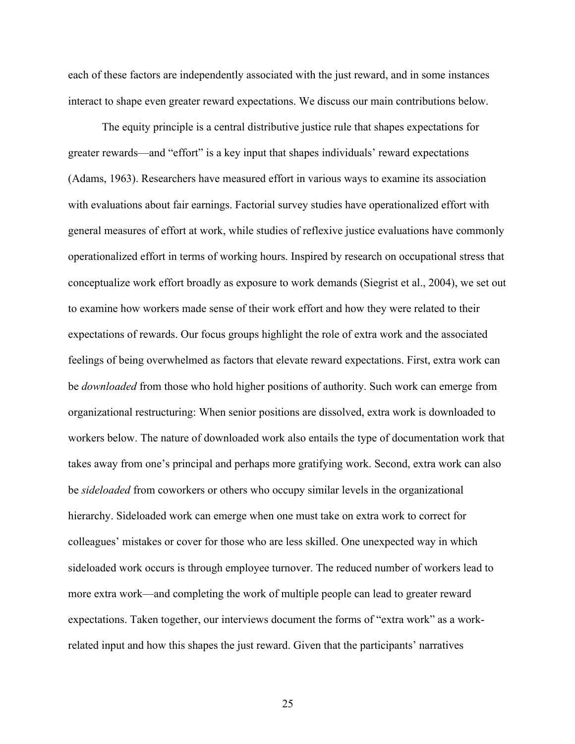each of these factors are independently associated with the just reward, and in some instances interact to shape even greater reward expectations. We discuss our main contributions below.

The equity principle is a central distributive justice rule that shapes expectations for greater rewards—and "effort" is a key input that shapes individuals' reward expectations (Adams, 1963). Researchers have measured effort in various ways to examine its association with evaluations about fair earnings. Factorial survey studies have operationalized effort with general measures of effort at work, while studies of reflexive justice evaluations have commonly operationalized effort in terms of working hours. Inspired by research on occupational stress that conceptualize work effort broadly as exposure to work demands (Siegrist et al., 2004), we set out to examine how workers made sense of their work effort and how they were related to their expectations of rewards. Our focus groups highlight the role of extra work and the associated feelings of being overwhelmed as factors that elevate reward expectations. First, extra work can be *downloaded* from those who hold higher positions of authority. Such work can emerge from organizational restructuring: When senior positions are dissolved, extra work is downloaded to workers below. The nature of downloaded work also entails the type of documentation work that takes away from one's principal and perhaps more gratifying work. Second, extra work can also be *sideloaded* from coworkers or others who occupy similar levels in the organizational hierarchy. Sideloaded work can emerge when one must take on extra work to correct for colleagues' mistakes or cover for those who are less skilled. One unexpected way in which sideloaded work occurs is through employee turnover. The reduced number of workers lead to more extra work—and completing the work of multiple people can lead to greater reward expectations. Taken together, our interviews document the forms of "extra work" as a work-related input and how this shapes the just reward. Given that the participants' narratives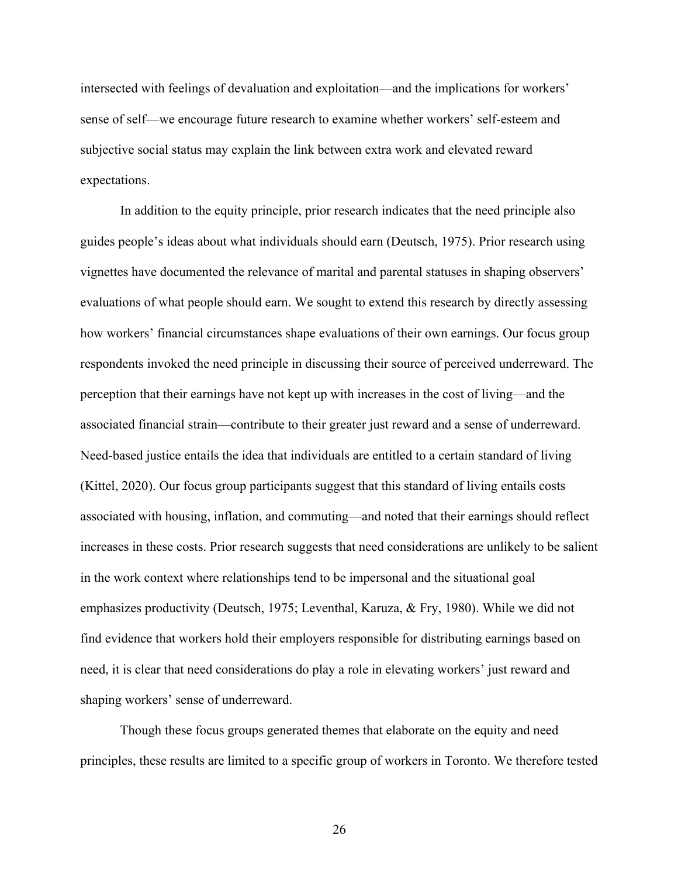intersected with feelings of devaluation and exploitation—and the implications for workers' sense of self—we encourage future research to examine whether workers' self-esteem and subjective social status may explain the link between extra work and elevated reward expectations.

In addition to the equity principle, prior research indicates that the need principle also guides people's ideas about what individuals should earn (Deutsch, 1975). Prior research using vignettes have documented the relevance of marital and parental statuses in shaping observers' evaluations of what people should earn. We sought to extend this research by directly assessing how workers' financial circumstances shape evaluations of their own earnings. Our focus group respondents invoked the need principle in discussing their source of perceived underreward. The perception that their earnings have not kept up with increases in the cost of living—and the associated financial strain—contribute to their greater just reward and a sense of underreward. Need-based justice entails the idea that individuals are entitled to a certain standard of living (Kittel, 2020). Our focus group participants suggest that this standard of living entails costs associated with housing, inflation, and commuting—and noted that their earnings should reflect increases in these costs. Prior research suggests that need considerations are unlikely to be salient in the work context where relationships tend to be impersonal and the situational goal emphasizes productivity (Deutsch, 1975; Leventhal, Karuza, & Fry, 1980). While we did not find evidence that workers hold their employers responsible for distributing earnings based on need, it is clear that need considerations do play a role in elevating workers' just reward and shaping workers' sense of underreward.

Though these focus groups generated themes that elaborate on the equity and need principles, these results are limited to a specific group of workers in Toronto. We therefore tested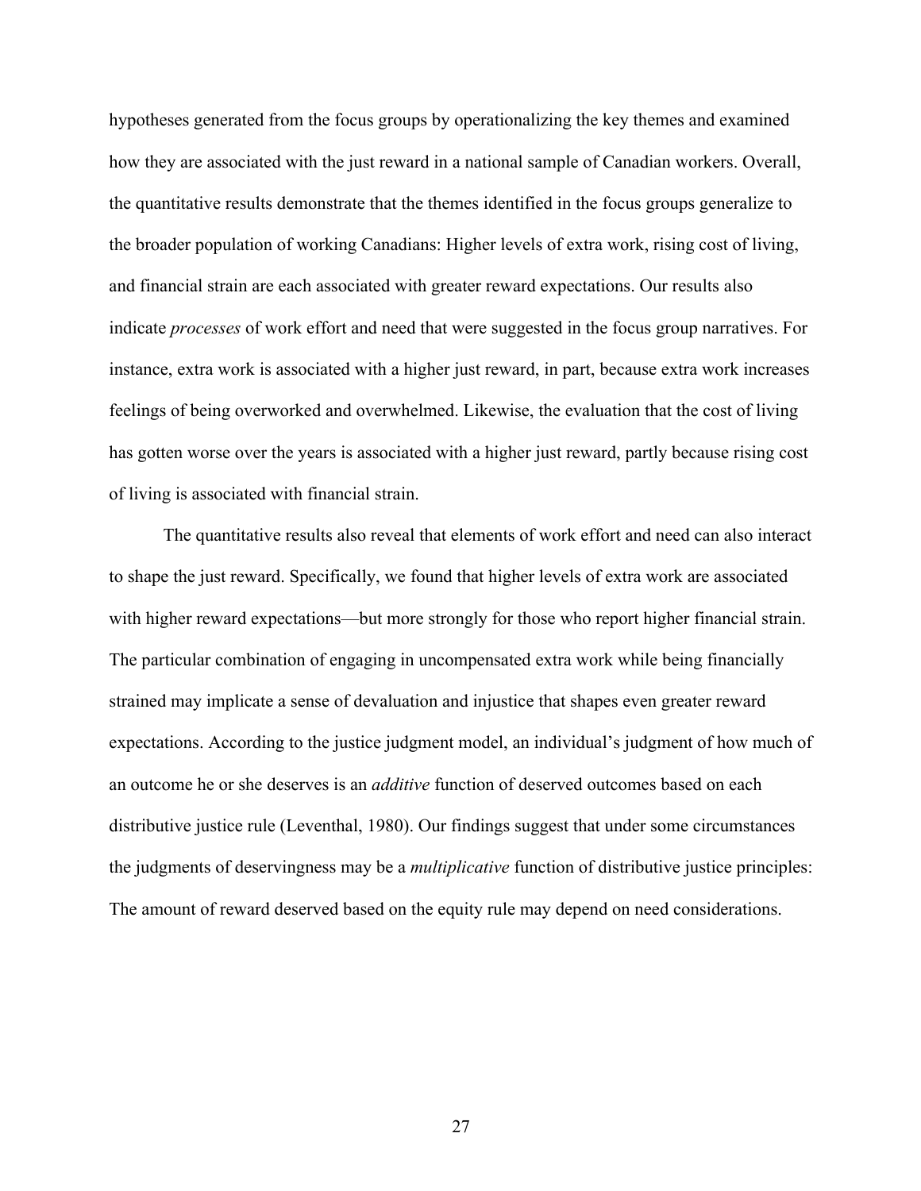hypotheses generated from the focus groups by operationalizing the key themes and examined how they are associated with the just reward in a national sample of Canadian workers. Overall, the quantitative results demonstrate that the themes identified in the focus groups generalize to the broader population of working Canadians: Higher levels of extra work, rising cost of living, and financial strain are each associated with greater reward expectations. Our results also indicate *processes* of work effort and need that were suggested in the focus group narratives. For instance, extra work is associated with a higher just reward, in part, because extra work increases feelings of being overworked and overwhelmed. Likewise, the evaluation that the cost of living has gotten worse over the years is associated with a higher just reward, partly because rising cost of living is associated with financial strain.

The quantitative results also reveal that elements of work effort and need can also interact to shape the just reward. Specifically, we found that higher levels of extra work are associated with higher reward expectations—but more strongly for those who report higher financial strain. The particular combination of engaging in uncompensated extra work while being financially strained may implicate a sense of devaluation and injustice that shapes even greater reward expectations. According to the justice judgment model, an individual's judgment of how much of an outcome he or she deserves is an *additive* function of deserved outcomes based on each distributive justice rule (Leventhal, 1980). Our findings suggest that under some circumstances the judgments of deservingness may be a *multiplicative* function of distributive justice principles: The amount of reward deserved based on the equity rule may depend on need considerations.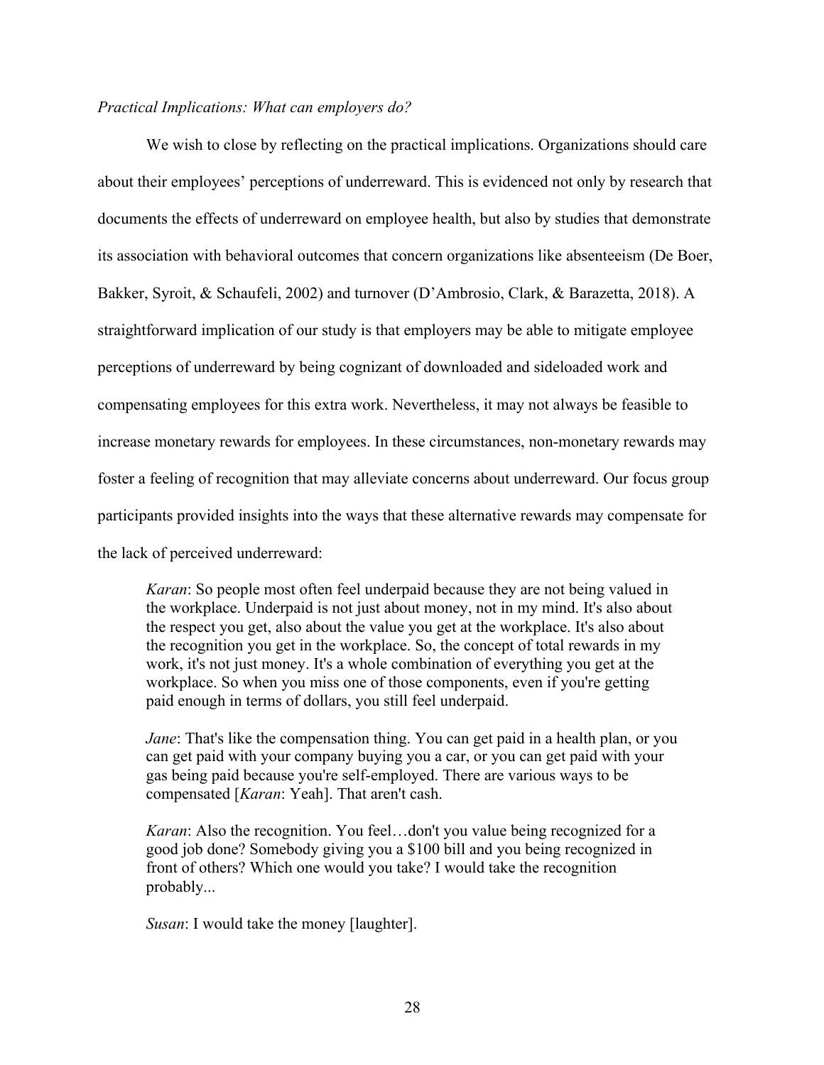*Practical Implications: What can employers do?*

We wish to close by reflecting on the practical implications. Organizations should care about their employees' perceptions of underreward. This is evidenced not only by research that documents the effects of underreward on employee health, but also by studies that demonstrate its association with behavioral outcomes that concern organizations like absenteeism (De Boer, Bakker, Syroit, & Schaufeli, 2002) and turnover (D'Ambrosio, Clark, & Barazetta, 2018). A straightforward implication of our study is that employers may be able to mitigate employee perceptions of underreward by being cognizant of downloaded and sideloaded work and compensating employees for this extra work. Nevertheless, it may not always be feasible to increase monetary rewards for employees. In these circumstances, non-monetary rewards may foster a feeling of recognition that may alleviate concerns about underreward. Our focus group participants provided insights into the ways that these alternative rewards may compensate for the lack of perceived underreward:

> *Karan*: So people most often feel underpaid because they are not being valued in the workplace. Underpaid is not just about money, not in my mind. It's also about the respect you get, also about the value you get at the workplace. It's also about the recognition you get in the workplace. So, the concept of total rewards in my work, it's not just money. It's a whole combination of everything you get at the workplace. So when you miss one of those components, even if you're getting paid enough in terms of dollars, you still feel underpaid.
>
> *Jane*: That's like the compensation thing. You can get paid in a health plan, or you can get paid with your company buying you a car, or you can get paid with your gas being paid because you're self-employed. There are various ways to be compensated [*Karan*: Yeah]. That aren't cash.
>
> *Karan*: Also the recognition. You feel…don't you value being recognized for a good job done? Somebody giving you a $100 bill and you being recognized in front of others? Which one would you take? I would take the recognition probably...
>
> *Susan*: I would take the money [laughter].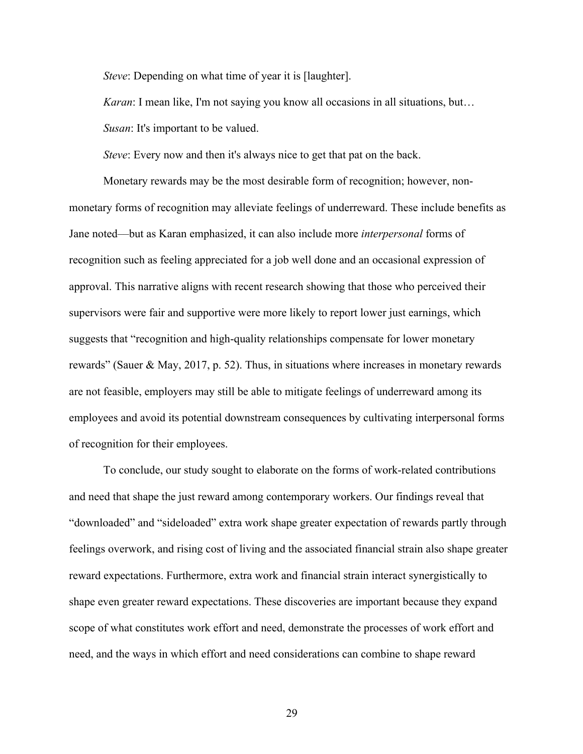*Steve*: Depending on what time of year it is [laughter].

*Karan*: I mean like, I'm not saying you know all occasions in all situations, but…

*Susan*: It's important to be valued.

*Steve*: Every now and then it's always nice to get that pat on the back.

Monetary rewards may be the most desirable form of recognition; however, non-monetary forms of recognition may alleviate feelings of underreward. These include benefits as Jane noted—but as Karan emphasized, it can also include more *interpersonal* forms of recognition such as feeling appreciated for a job well done and an occasional expression of approval. This narrative aligns with recent research showing that those who perceived their supervisors were fair and supportive were more likely to report lower just earnings, which suggests that "recognition and high-quality relationships compensate for lower monetary rewards" (Sauer & May, 2017, p. 52). Thus, in situations where increases in monetary rewards are not feasible, employers may still be able to mitigate feelings of underreward among its employees and avoid its potential downstream consequences by cultivating interpersonal forms of recognition for their employees.

To conclude, our study sought to elaborate on the forms of work-related contributions and need that shape the just reward among contemporary workers. Our findings reveal that "downloaded" and "sideloaded" extra work shape greater expectation of rewards partly through feelings overwork, and rising cost of living and the associated financial strain also shape greater reward expectations. Furthermore, extra work and financial strain interact synergistically to shape even greater reward expectations. These discoveries are important because they expand scope of what constitutes work effort and need, demonstrate the processes of work effort and need, and the ways in which effort and need considerations can combine to shape reward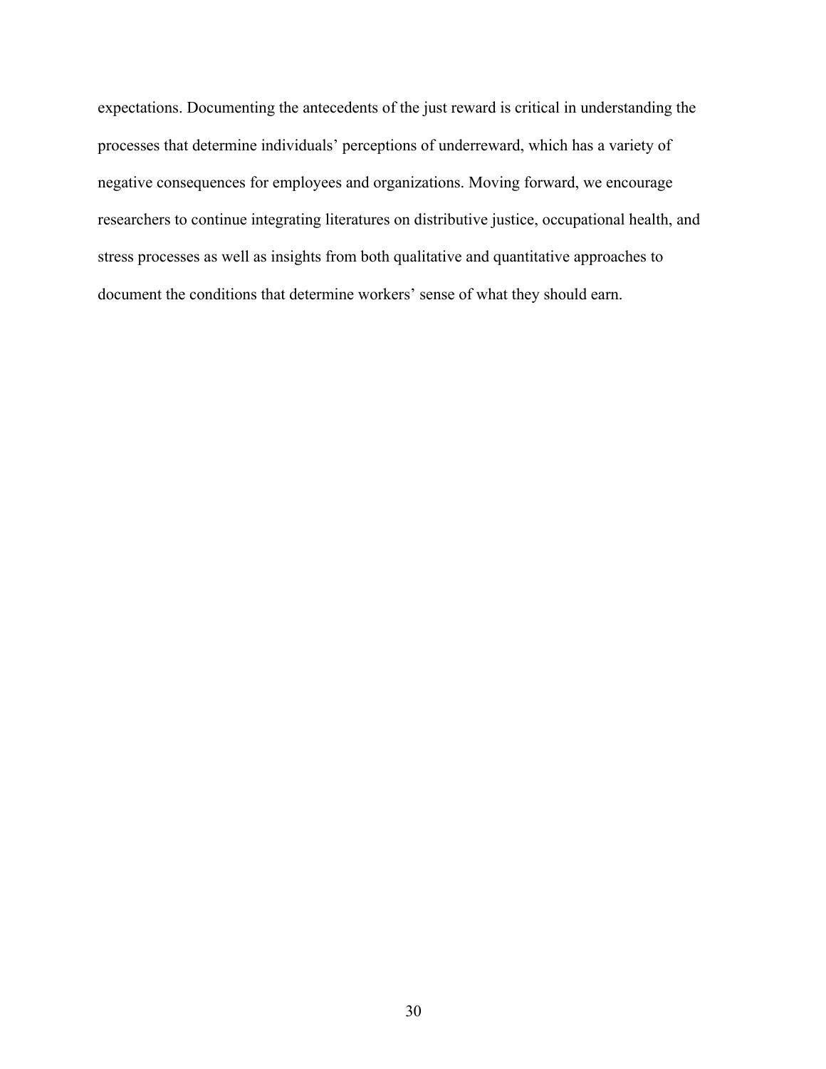expectations. Documenting the antecedents of the just reward is critical in understanding the processes that determine individuals' perceptions of underreward, which has a variety of negative consequences for employees and organizations. Moving forward, we encourage researchers to continue integrating literatures on distributive justice, occupational health, and stress processes as well as insights from both qualitative and quantitative approaches to document the conditions that determine workers' sense of what they should earn.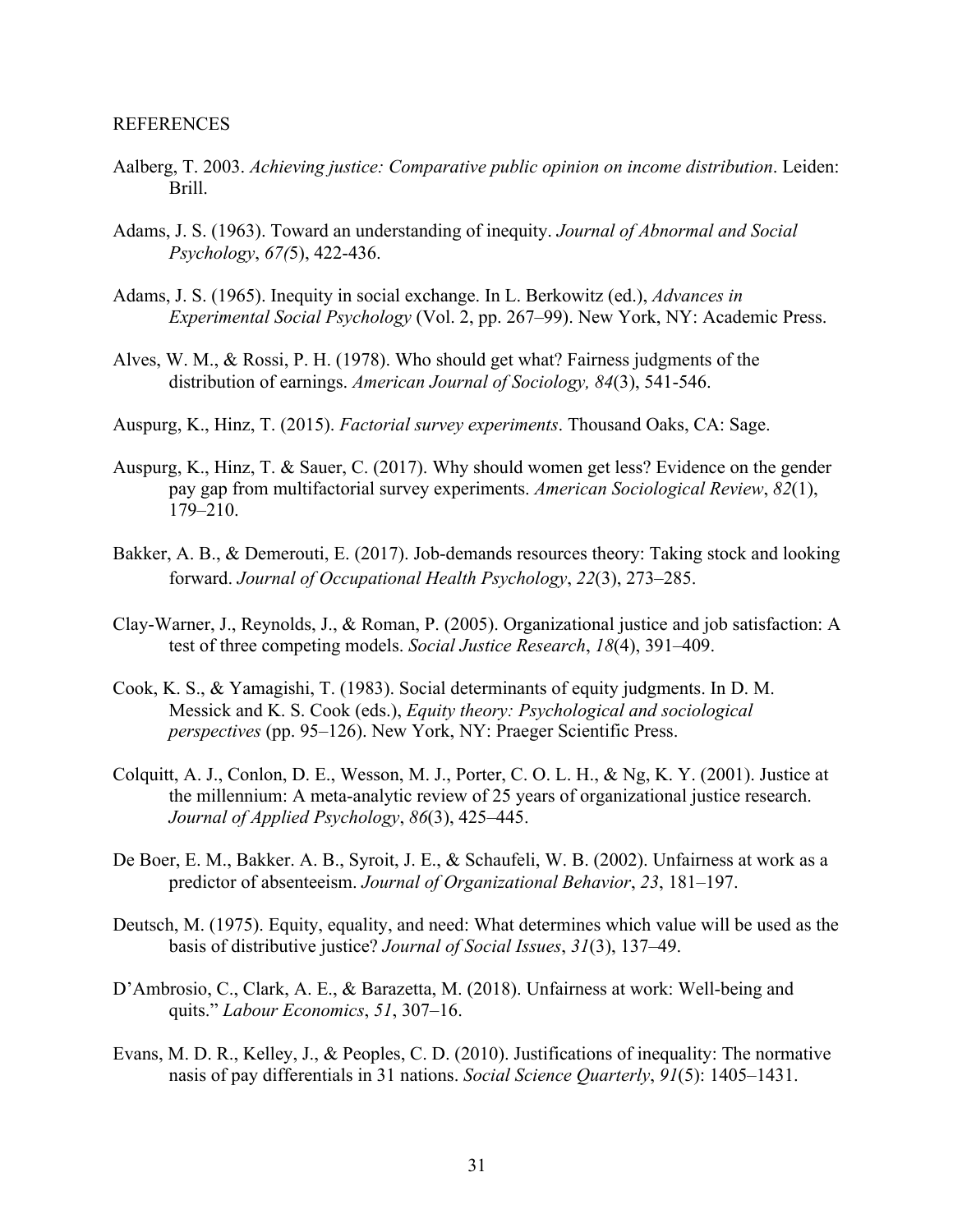REFERENCES

Aalberg, T. 2003. *Achieving justice: Comparative public opinion on income distribution*. Leiden: Brill.

Adams, J. S. (1963). Toward an understanding of inequity. *Journal of Abnormal and Social Psychology*, *67(*5), 422-436.

Adams, J. S. (1965). Inequity in social exchange. In L. Berkowitz (ed.), *Advances in Experimental Social Psychology* (Vol. 2, pp. 267–99). New York, NY: Academic Press.

Alves, W. M., & Rossi, P. H. (1978). Who should get what? Fairness judgments of the distribution of earnings. *American Journal of Sociology, 84*(3), 541-546.

Auspurg, K., Hinz, T. (2015). *Factorial survey experiments*. Thousand Oaks, CA: Sage.

Auspurg, K., Hinz, T. & Sauer, C. (2017). Why should women get less? Evidence on the gender pay gap from multifactorial survey experiments. *American Sociological Review*, *82*(1), 179–210.

Bakker, A. B., & Demerouti, E. (2017). Job-demands resources theory: Taking stock and looking forward. *Journal of Occupational Health Psychology*, *22*(3), 273–285.

Clay-Warner, J., Reynolds, J., & Roman, P. (2005). Organizational justice and job satisfaction: A test of three competing models. *Social Justice Research*, *18*(4), 391–409.

Cook, K. S., & Yamagishi, T. (1983). Social determinants of equity judgments. In D. M. Messick and K. S. Cook (eds.), *Equity theory: Psychological and sociological perspectives* (pp. 95–126). New York, NY: Praeger Scientific Press.

Colquitt, A. J., Conlon, D. E., Wesson, M. J., Porter, C. O. L. H., & Ng, K. Y. (2001). Justice at the millennium: A meta-analytic review of 25 years of organizational justice research. *Journal of Applied Psychology*, *86*(3), 425–445.

De Boer, E. M., Bakker. A. B., Syroit, J. E., & Schaufeli, W. B. (2002). Unfairness at work as a predictor of absenteeism. *Journal of Organizational Behavior*, *23*, 181–197.

Deutsch, M. (1975). Equity, equality, and need: What determines which value will be used as the basis of distributive justice? *Journal of Social Issues*, *31*(3), 137–49.

D'Ambrosio, C., Clark, A. E., & Barazetta, M. (2018). Unfairness at work: Well-being and quits." *Labour Economics*, *51*, 307–16.

Evans, M. D. R., Kelley, J., & Peoples, C. D. (2010). Justifications of inequality: The normative nasis of pay differentials in 31 nations. *Social Science Quarterly*, *91*(5): 1405–1431.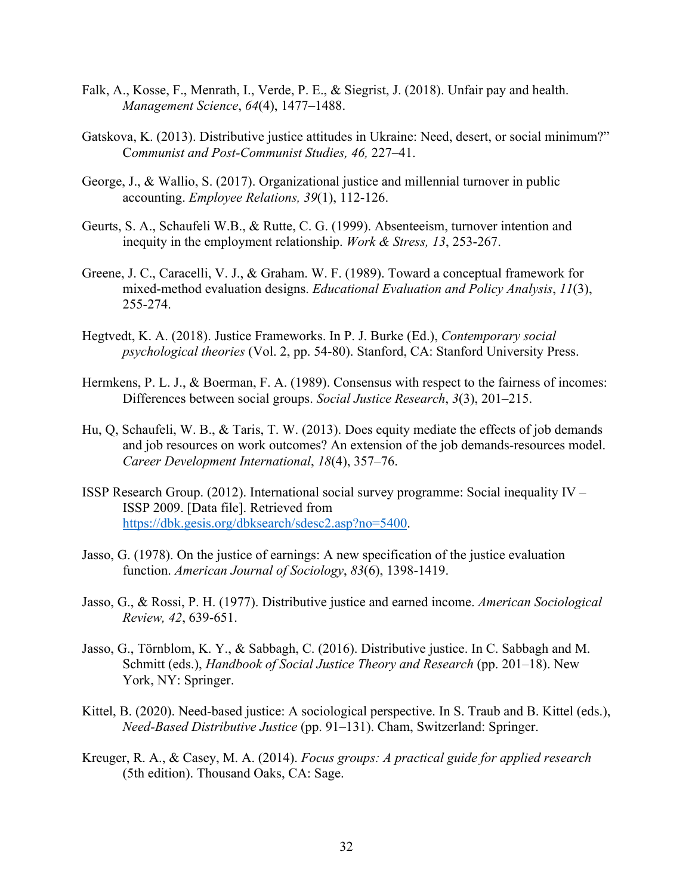Falk, A., Kosse, F., Menrath, I., Verde, P. E., & Siegrist, J. (2018). Unfair pay and health. *Management Science*, *64*(4), 1477–1488.

Gatskova, K. (2013). Distributive justice attitudes in Ukraine: Need, desert, or social minimum?" C*ommunist and Post-Communist Studies, 46,* 227–41.

George, J., & Wallio, S. (2017). Organizational justice and millennial turnover in public accounting. *Employee Relations, 39*(1), 112-126.

Geurts, S. A., Schaufeli W.B., & Rutte, C. G. (1999). Absenteeism, turnover intention and inequity in the employment relationship. *Work & Stress, 13*, 253-267.

Greene, J. C., Caracelli, V. J., & Graham. W. F. (1989). Toward a conceptual framework for mixed-method evaluation designs. *Educational Evaluation and Policy Analysis*, *11*(3), 255-274.

Hegtvedt, K. A. (2018). Justice Frameworks. In P. J. Burke (Ed.), *Contemporary social psychological theories* (Vol. 2, pp. 54-80). Stanford, CA: Stanford University Press.

Hermkens, P. L. J., & Boerman, F. A. (1989). Consensus with respect to the fairness of incomes: Differences between social groups. *Social Justice Research*, *3*(3), 201–215.

Hu, Q, Schaufeli, W. B., & Taris, T. W. (2013). Does equity mediate the effects of job demands and job resources on work outcomes? An extension of the job demands-resources model. *Career Development International*, *18*(4), 357–76.

ISSP Research Group. (2012). International social survey programme: Social inequality IV – ISSP 2009. [Data file]. Retrieved from https://dbk.gesis.org/dbksearch/sdesc2.asp?no=5400.

Jasso, G. (1978). On the justice of earnings: A new specification of the justice evaluation function. *American Journal of Sociology*, *83*(6), 1398-1419.

Jasso, G., & Rossi, P. H. (1977). Distributive justice and earned income. *American Sociological Review, 42*, 639-651.

Jasso, G., Törnblom, K. Y., & Sabbagh, C. (2016). Distributive justice. In C. Sabbagh and M. Schmitt (eds.), *Handbook of Social Justice Theory and Research* (pp. 201–18). New York, NY: Springer.

Kittel, B. (2020). Need-based justice: A sociological perspective. In S. Traub and B. Kittel (eds.), *Need-Based Distributive Justice* (pp. 91–131). Cham, Switzerland: Springer.

Kreuger, R. A., & Casey, M. A. (2014). *Focus groups: A practical guide for applied research* (5th edition). Thousand Oaks, CA: Sage.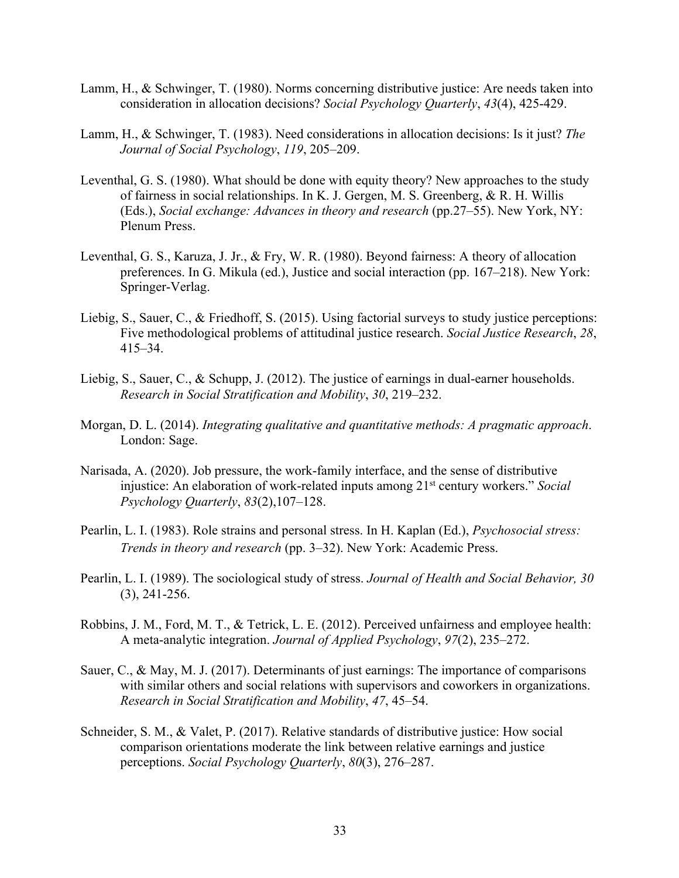Lamm, H., & Schwinger, T. (1980). Norms concerning distributive justice: Are needs taken into consideration in allocation decisions? *Social Psychology Quarterly*, *43*(4), 425-429.

Lamm, H., & Schwinger, T. (1983). Need considerations in allocation decisions: Is it just? *The Journal of Social Psychology*, *119*, 205–209.

Leventhal, G. S. (1980). What should be done with equity theory? New approaches to the study of fairness in social relationships. In K. J. Gergen, M. S. Greenberg, & R. H. Willis (Eds.), *Social exchange: Advances in theory and research* (pp.27–55). New York, NY: Plenum Press.

Leventhal, G. S., Karuza, J. Jr., & Fry, W. R. (1980). Beyond fairness: A theory of allocation preferences. In G. Mikula (ed.), Justice and social interaction (pp. 167–218). New York: Springer-Verlag.

Liebig, S., Sauer, C., & Friedhoff, S. (2015). Using factorial surveys to study justice perceptions: Five methodological problems of attitudinal justice research. *Social Justice Research*, *28*, 415–34.

Liebig, S., Sauer, C., & Schupp, J. (2012). The justice of earnings in dual-earner households. *Research in Social Stratification and Mobility*, *30*, 219–232.

Morgan, D. L. (2014). *Integrating qualitative and quantitative methods: A pragmatic approach*. London: Sage.

Narisada, A. (2020). Job pressure, the work-family interface, and the sense of distributive injustice: An elaboration of work-related inputs among 21st century workers." *Social Psychology Quarterly*, *83*(2),107–128.

Pearlin, L. I. (1983). Role strains and personal stress. In H. Kaplan (Ed.), *Psychosocial stress: Trends in theory and research* (pp. 3–32). New York: Academic Press.

Pearlin, L. I. (1989). The sociological study of stress. *Journal of Health and Social Behavior, 30* (3), 241-256.

Robbins, J. M., Ford, M. T., & Tetrick, L. E. (2012). Perceived unfairness and employee health: A meta-analytic integration. *Journal of Applied Psychology*, *97*(2), 235–272.

Sauer, C., & May, M. J. (2017). Determinants of just earnings: The importance of comparisons with similar others and social relations with supervisors and coworkers in organizations. *Research in Social Stratification and Mobility*, *47*, 45–54.

Schneider, S. M., & Valet, P. (2017). Relative standards of distributive justice: How social comparison orientations moderate the link between relative earnings and justice perceptions. *Social Psychology Quarterly*, *80*(3), 276–287.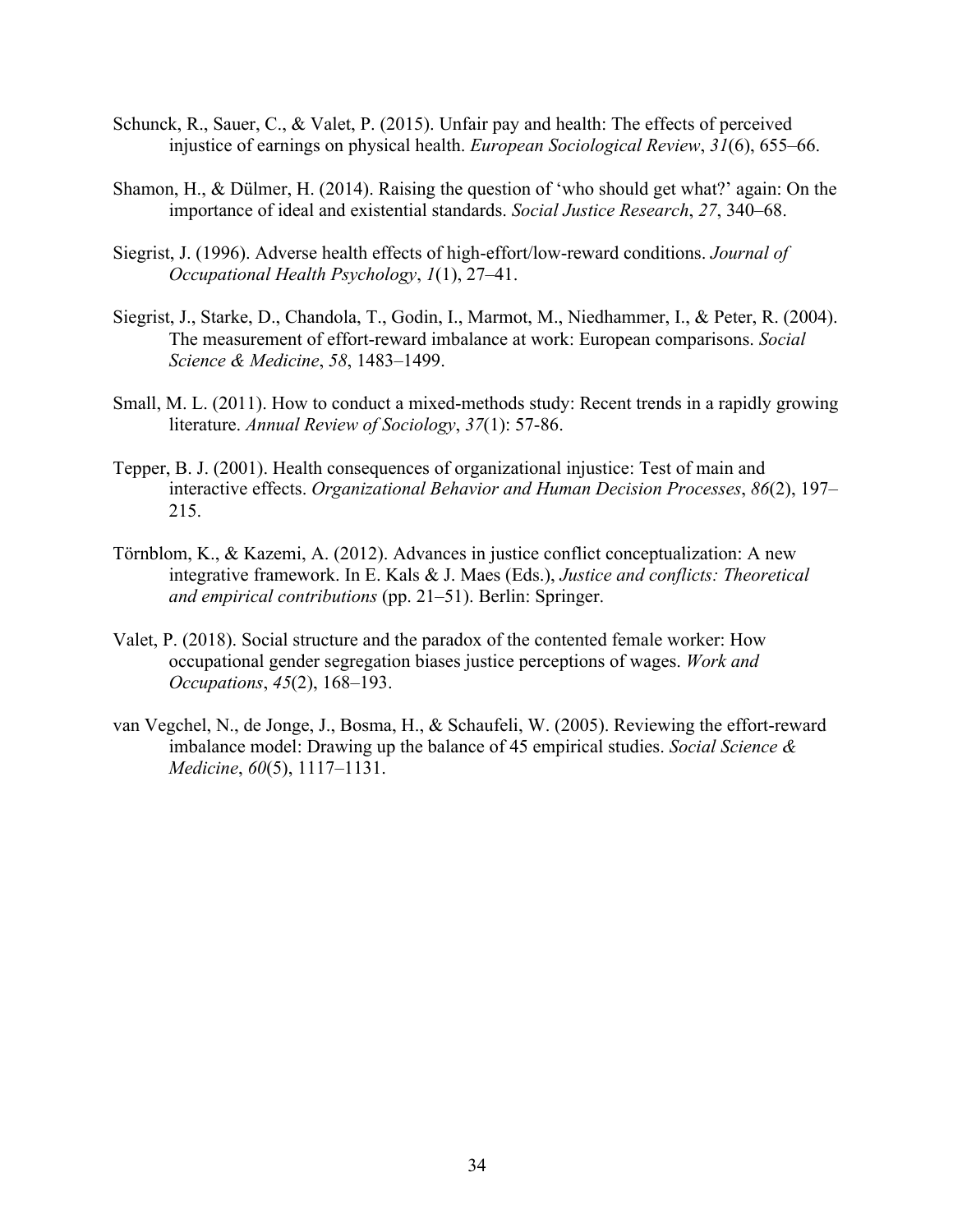Schunck, R., Sauer, C., & Valet, P. (2015). Unfair pay and health: The effects of perceived injustice of earnings on physical health. *European Sociological Review*, *31*(6), 655–66.

Shamon, H., & Dülmer, H. (2014). Raising the question of 'who should get what?' again: On the importance of ideal and existential standards. *Social Justice Research*, *27*, 340–68.

Siegrist, J. (1996). Adverse health effects of high-effort/low-reward conditions. *Journal of Occupational Health Psychology*, *1*(1), 27–41.

Siegrist, J., Starke, D., Chandola, T., Godin, I., Marmot, M., Niedhammer, I., & Peter, R. (2004). The measurement of effort-reward imbalance at work: European comparisons. *Social Science & Medicine*, *58*, 1483–1499.

Small, M. L. (2011). How to conduct a mixed-methods study: Recent trends in a rapidly growing literature. *Annual Review of Sociology*, *37*(1): 57-86.

Tepper, B. J. (2001). Health consequences of organizational injustice: Test of main and interactive effects. *Organizational Behavior and Human Decision Processes*, *86*(2), 197–215.

Törnblom, K., & Kazemi, A. (2012). Advances in justice conflict conceptualization: A new integrative framework. In E. Kals & J. Maes (Eds.), *Justice and conflicts: Theoretical and empirical contributions* (pp. 21–51). Berlin: Springer.

Valet, P. (2018). Social structure and the paradox of the contented female worker: How occupational gender segregation biases justice perceptions of wages. *Work and Occupations*, *45*(2), 168–193.

van Vegchel, N., de Jonge, J., Bosma, H., & Schaufeli, W. (2005). Reviewing the effort-reward imbalance model: Drawing up the balance of 45 empirical studies. *Social Science & Medicine*, *60*(5), 1117–1131.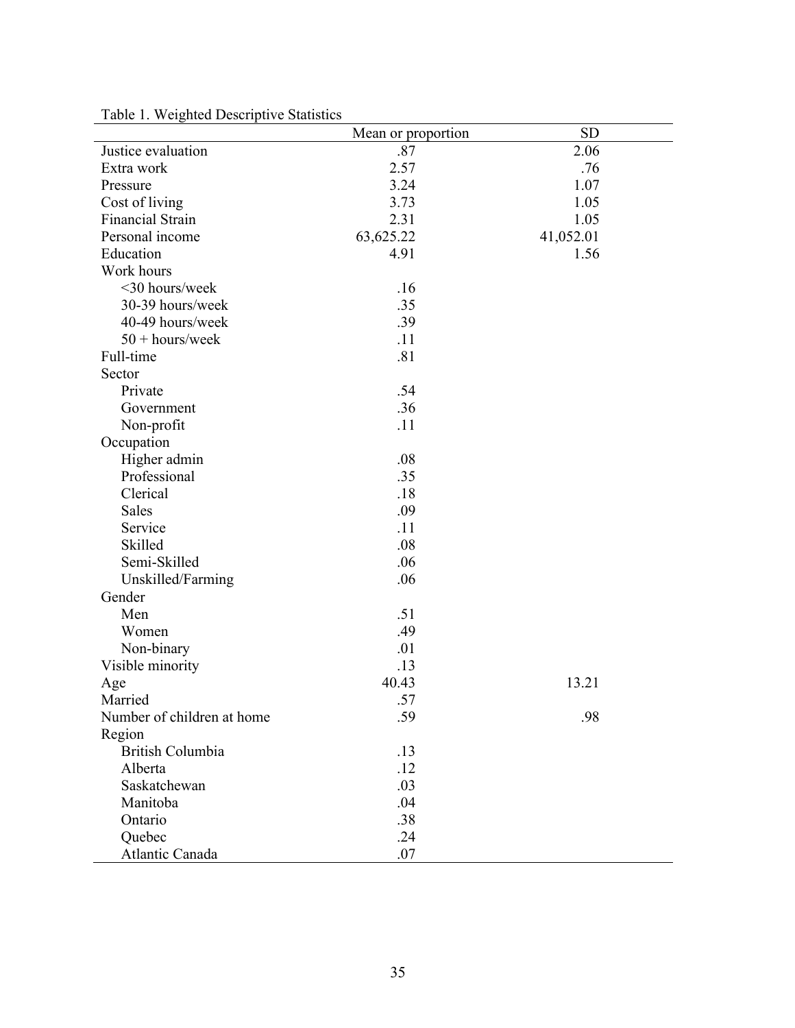Table 1. Weighted Descriptive Statistics

| | Mean or proportion | SD |
|---|---|---|
| Justice evaluation | .87 | 2.06 |
| Extra work | 2.57 | .76 |
| Pressure | 3.24 | 1.07 |
| Cost of living | 3.73 | 1.05 |
| Financial Strain | 2.31 | 1.05 |
| Personal income | 63,625.22 | 41,052.01 |
| Education | 4.91 | 1.56 |
| Work hours | | |
| <30 hours/week | .16 | |
| 30-39 hours/week | .35 | |
| 40-49 hours/week | .39 | |
| 50 + hours/week | .11 | |
| Full-time | .81 | |
| Sector | | |
| Private | .54 | |
| Government | .36 | |
| Non-profit | .11 | |
| Occupation | | |
| Higher admin | .08 | |
| Professional | .35 | |
| Clerical | .18 | |
| Sales | .09 | |
| Service | .11 | |
| Skilled | .08 | |
| Semi-Skilled | .06 | |
| Unskilled/Farming | .06 | |
| Gender | | |
| Men | .51 | |
| Women | .49 | |
| Non-binary | .01 | |
| Visible minority | .13 | |
| Age | 40.43 | 13.21 |
| Married | .57 | |
| Number of children at home | .59 | .98 |
| Region | | |
| British Columbia | .13 | |
| Alberta | .12 | |
| Saskatchewan | .03 | |
| Manitoba | .04 | |
| Ontario | .38 | |
| Quebec | .24 | |
| Atlantic Canada | .07 | |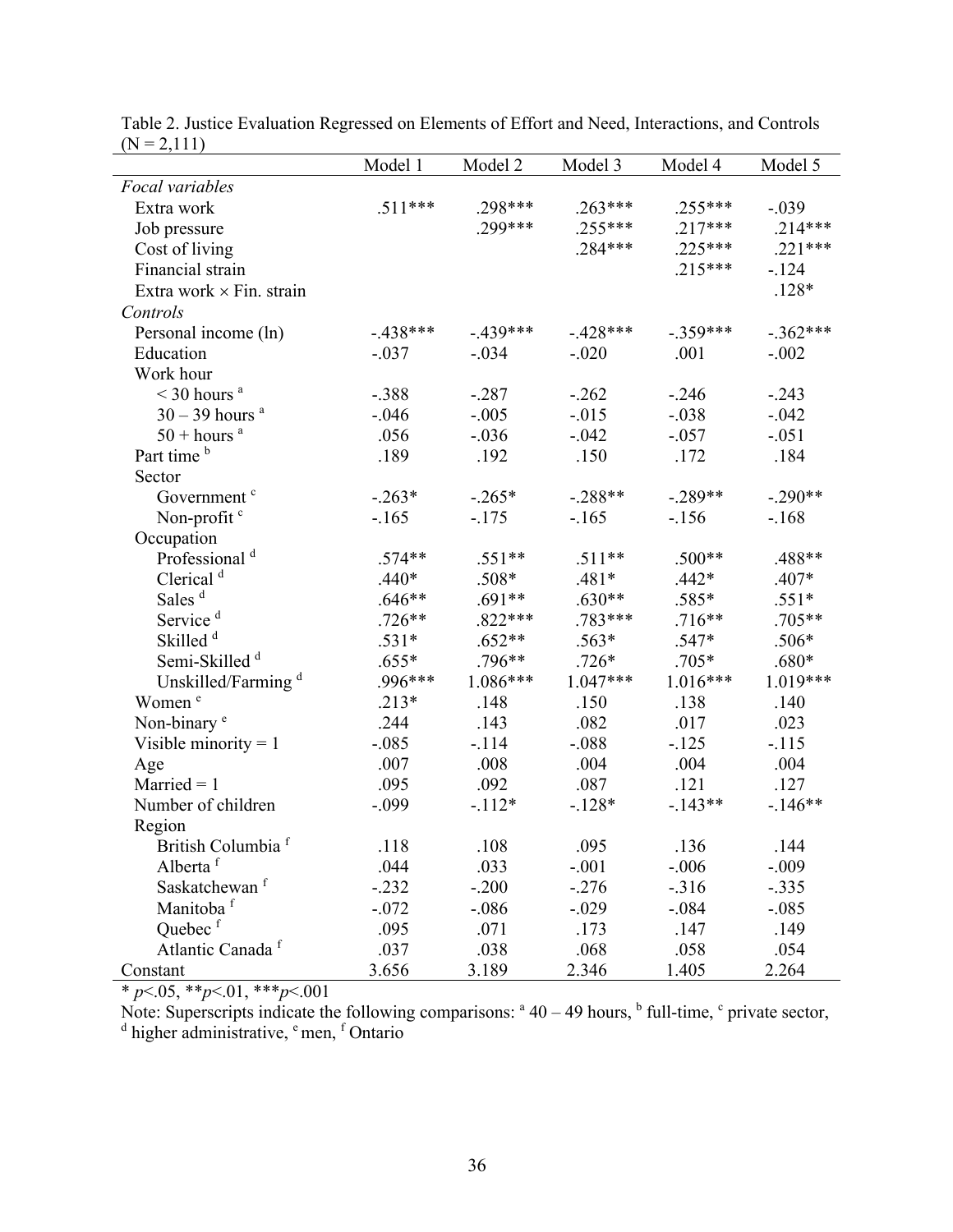Table 2. Justice Evaluation Regressed on Elements of Effort and Need, Interactions, and Controls (N = 2,111)

| | Model 1 | Model 2 | Model 3 | Model 4 | Model 5 |
|---|---|---|---|---|---|
| *Focal variables* | | | | | |
| Extra work | .511*** | .298*** | .263*** | .255*** | -.039 |
| Job pressure | | .299*** | .255*** | .217*** | .214*** |
| Cost of living | | | .284*** | .225*** | .221*** |
| Financial strain | | | | .215*** | -.124 |
| Extra work × Fin. strain | | | | | .128* |
| *Controls* | | | | | |
| Personal income (ln) | -.438*** | -.439*** | -.428*** | -.359*** | -.362*** |
| Education | -.037 | -.034 | -.020 | .001 | -.002 |
| Work hour | | | | | |
| < 30 hours [a] | -.388 | -.287 | -.262 | -.246 | -.243 |
| 30 – 39 hours [a] | -.046 | -.005 | -.015 | -.038 | -.042 |
| 50 + hours [a] | .056 | -.036 | -.042 | -.057 | -.051 |
| Part time [b] | .189 | .192 | .150 | .172 | .184 |
| Sector | | | | | |
| Government [c] | -.263* | -.265* | -.288** | -.289** | -.290** |
| Non-profit [c] | -.165 | -.175 | -.165 | -.156 | -.168 |
| Occupation | | | | | |
| Professional [d] | .574** | .551** | .511** | .500** | .488** |
| Clerical [d] | .440* | .508* | .481* | .442* | .407* |
| Sales [d] | .646** | .691** | .630** | .585* | .551* |
| Service [d] | .726** | .822*** | .783*** | .716** | .705** |
| Skilled [d] | .531* | .652** | .563* | .547* | .506* |
| Semi-Skilled [d] | .655* | .796** | .726* | .705* | .680* |
| Unskilled/Farming [d] | .996*** | 1.086*** | 1.047*** | 1.016*** | 1.019*** |
| Women [e] | .213* | .148 | .150 | .138 | .140 |
| Non-binary [e] | .244 | .143 | .082 | .017 | .023 |
| Visible minority = 1 | -.085 | -.114 | -.088 | -.125 | -.115 |
| Age | .007 | .008 | .004 | .004 | .004 |
| Married = 1 | .095 | .092 | .087 | .121 | .127 |
| Number of children | -.099 | -.112* | -.128* | -.143** | -.146** |
| Region | | | | | |
| British Columbia [f] | .118 | .108 | .095 | .136 | .144 |
| Alberta [f] | .044 | .033 | -.001 | -.006 | -.009 |
| Saskatchewan [f] | -.232 | -.200 | -.276 | -.316 | -.335 |
| Manitoba [f] | -.072 | -.086 | -.029 | -.084 | -.085 |
| Quebec [f] | .095 | .071 | .173 | .147 | .149 |
| Atlantic Canada [f] | .037 | .038 | .068 | .058 | .054 |
| Constant | 3.656 | 3.189 | 2.346 | 1.405 | 2.264 |

* $p$<.05, ** $p$<.01, *** $p$<.001

Note: Superscripts indicate the following comparisons: [a] 40 – 49 hours, [b] full-time, [c] private sector, [d] higher administrative, [e] men, [f] Ontario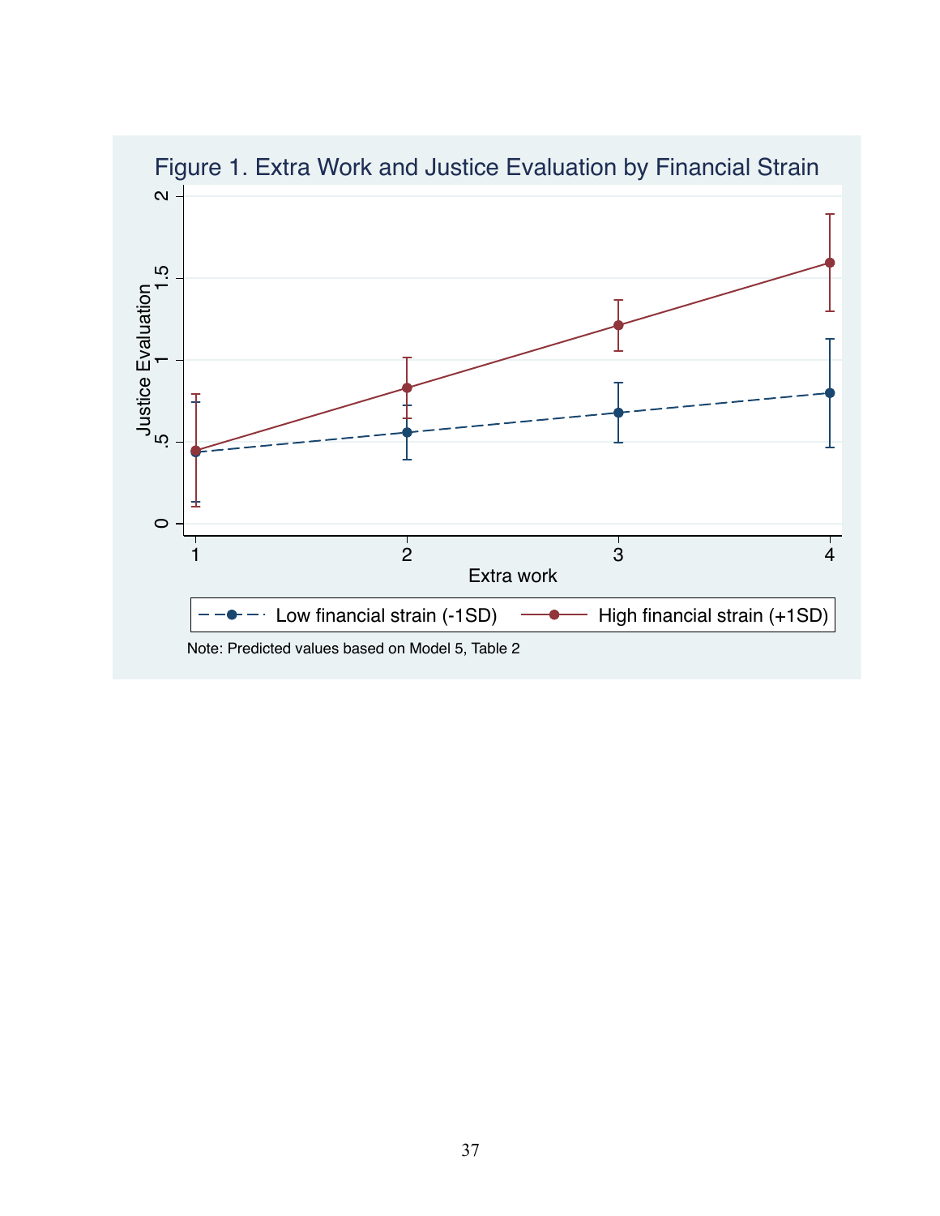Figure 1. Extra Work and Justice Evaluation by Financial Strain

Note: Predicted values based on Model 5, Table 2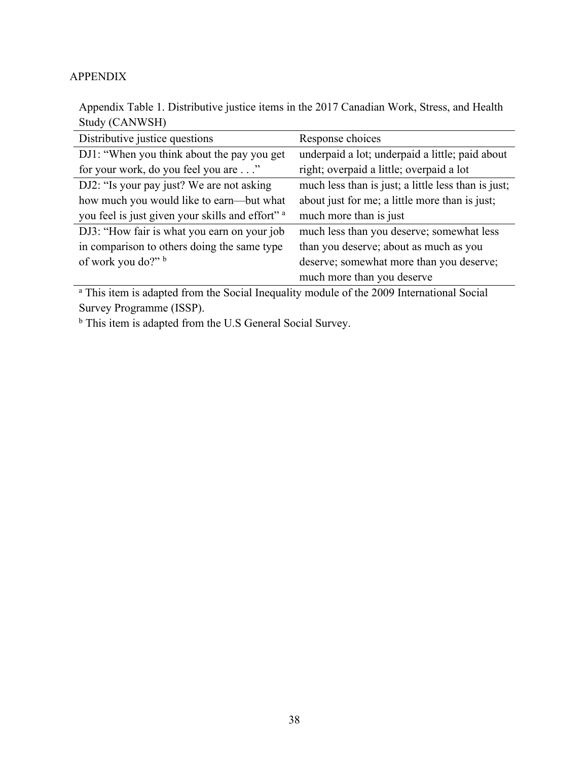# APPENDIX

Appendix Table 1. Distributive justice items in the 2017 Canadian Work, Stress, and Health Study (CANWSH)

| Distributive justice questions | Response choices |
|---|---|
| DJ1: "When you think about the pay you get for your work, do you feel you are . . ." | underpaid a lot; underpaid a little; paid about right; overpaid a little; overpaid a lot |
| DJ2: "Is your pay just? We are not asking how much you would like to earn—but what you feel is just given your skills and effort" [a] | much less than is just; a little less than is just; about just for me; a little more than is just; much more than is just |
| DJ3: "How fair is what you earn on your job in comparison to others doing the same type of work you do?" [b] | much less than you deserve; somewhat less than you deserve; about as much as you deserve; somewhat more than you deserve; much more than you deserve |

[a] This item is adapted from the Social Inequality module of the 2009 International Social Survey Programme (ISSP).

[b] This item is adapted from the U.S General Social Survey.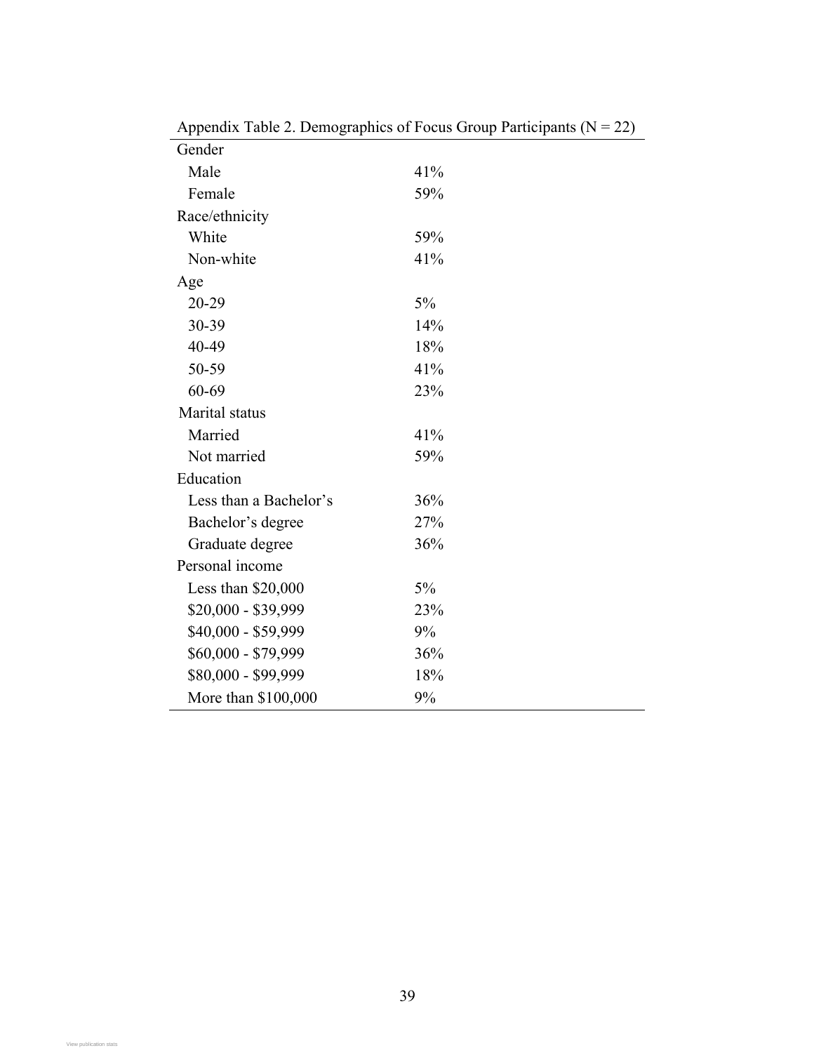Appendix Table 2. Demographics of Focus Group Participants (N = 22)

| | |
|---|---|
| Gender | |
| Male | 41% |
| Female | 59% |
| Race/ethnicity | |
| White | 59% |
| Non-white | 41% |
| Age | |
| 20-29 | 5% |
| 30-39 | 14% |
| 40-49 | 18% |
| 50-59 | 41% |
| 60-69 | 23% |
| Marital status | |
| Married | 41% |
| Not married | 59% |
| Education | |
| Less than a Bachelor's | 36% |
| Bachelor's degree | 27% |
| Graduate degree | 36% |
| Personal income | |
| Less than $20,000 | 5% |
| $20,000 - $39,999 | 23% |
| $40,000 - $59,999 | 9% |
| $60,000 - $79,999 | 36% |
| $80,000 - $99,999 | 18% |
| More than $100,000 | 9% |